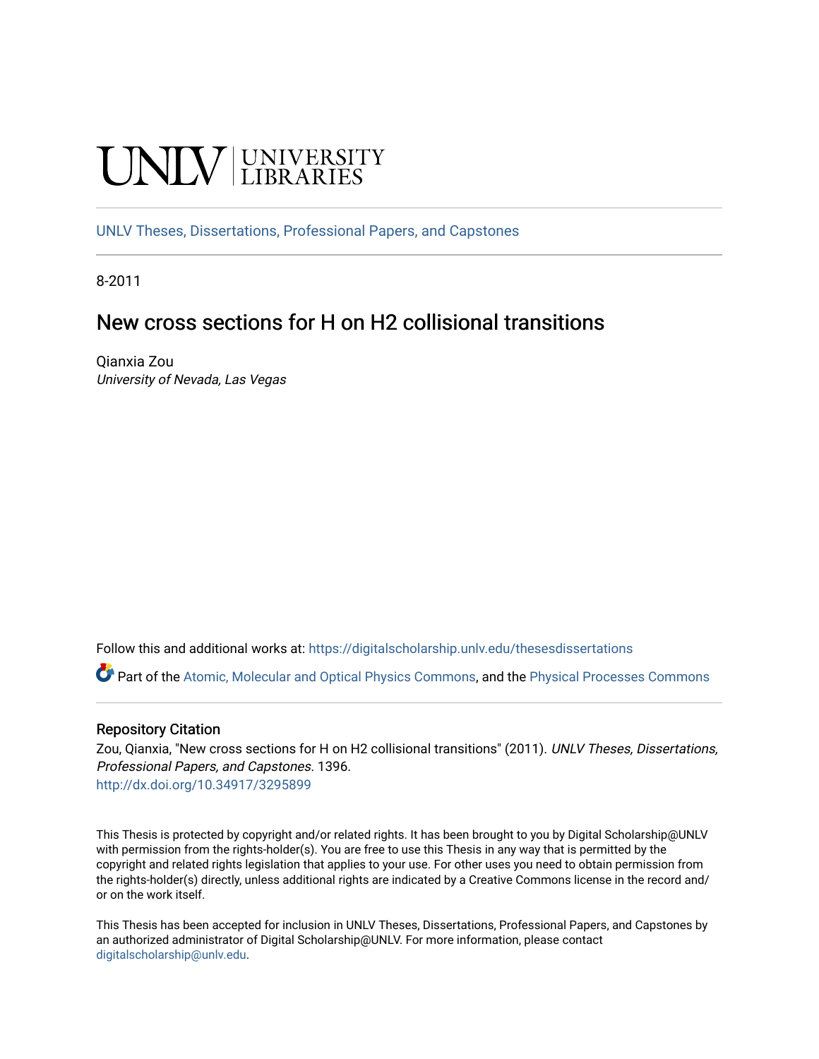UNLV | UNIVERSITY LIBRARIES

UNLV Theses, Dissertations, Professional Papers, and Capstones

8-2011

# New cross sections for H on H2 collisional transitions

Qianxia Zou
*University of Nevada, Las Vegas*

Follow this and additional works at: https://digitalscholarship.unlv.edu/thesesdissertations

Part of the Atomic, Molecular and Optical Physics Commons, and the Physical Processes Commons

## Repository Citation

Zou, Qianxia, "New cross sections for H on H2 collisional transitions" (2011). *UNLV Theses, Dissertations, Professional Papers, and Capstones*. 1396.
http://dx.doi.org/10.34917/3295899

This Thesis is protected by copyright and/or related rights. It has been brought to you by Digital Scholarship@UNLV with permission from the rights-holder(s). You are free to use this Thesis in any way that is permitted by the copyright and related rights legislation that applies to your use. For other uses you need to obtain permission from the rights-holder(s) directly, unless additional rights are indicated by a Creative Commons license in the record and/or on the work itself.

This Thesis has been accepted for inclusion in UNLV Theses, Dissertations, Professional Papers, and Capstones by an authorized administrator of Digital Scholarship@UNLV. For more information, please contact digitalscholarship@unlv.edu.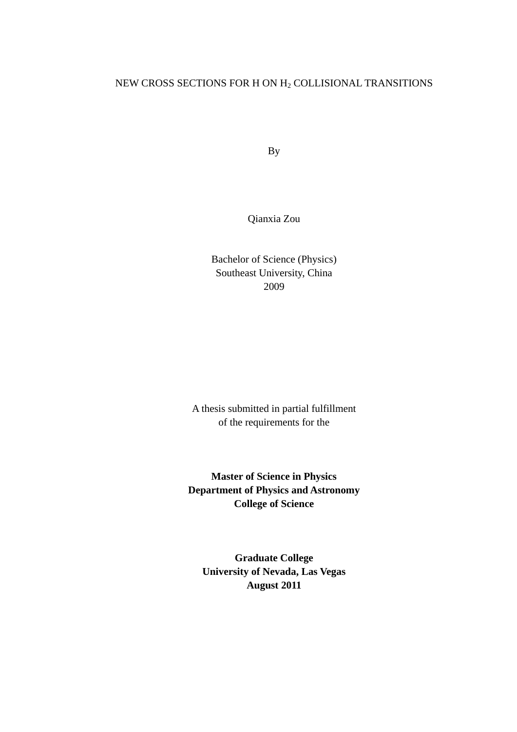NEW CROSS SECTIONS FOR H ON $H_2$ COLLISIONAL TRANSITIONS

By

Qianxia Zou

Bachelor of Science (Physics)
Southeast University, China
2009

A thesis submitted in partial fulfillment
of the requirements for the

**Master of Science in Physics**
**Department of Physics and Astronomy**
**College of Science**

**Graduate College**
**University of Nevada, Las Vegas**
**August 2011**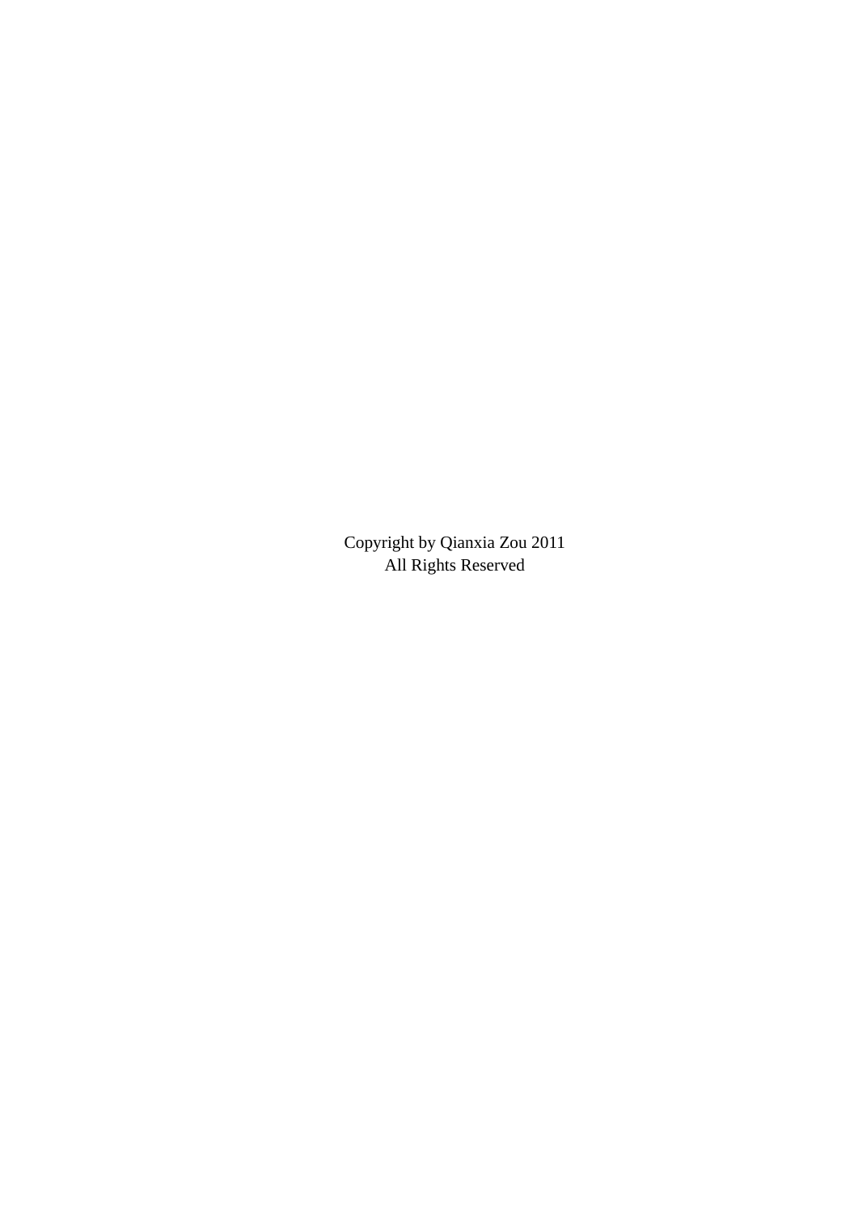Copyright by Qianxia Zou 2011
All Rights Reserved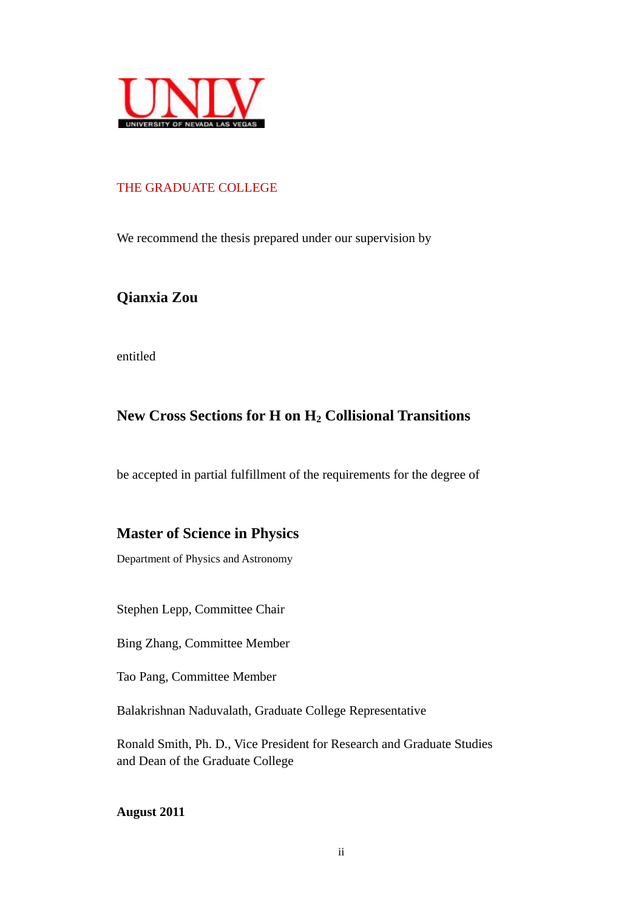UNLV
UNIVERSITY OF NEVADA LAS VEGAS

THE GRADUATE COLLEGE

We recommend the thesis prepared under our supervision by

**Qianxia Zou**

entitled

**New Cross Sections for H on $H_2$ Collisional Transitions**

be accepted in partial fulfillment of the requirements for the degree of

**Master of Science in Physics**

Department of Physics and Astronomy

Stephen Lepp, Committee Chair

Bing Zhang, Committee Member

Tao Pang, Committee Member

Balakrishnan Naduvalath, Graduate College Representative

Ronald Smith, Ph. D., Vice President for Research and Graduate Studies and Dean of the Graduate College

**August 2011**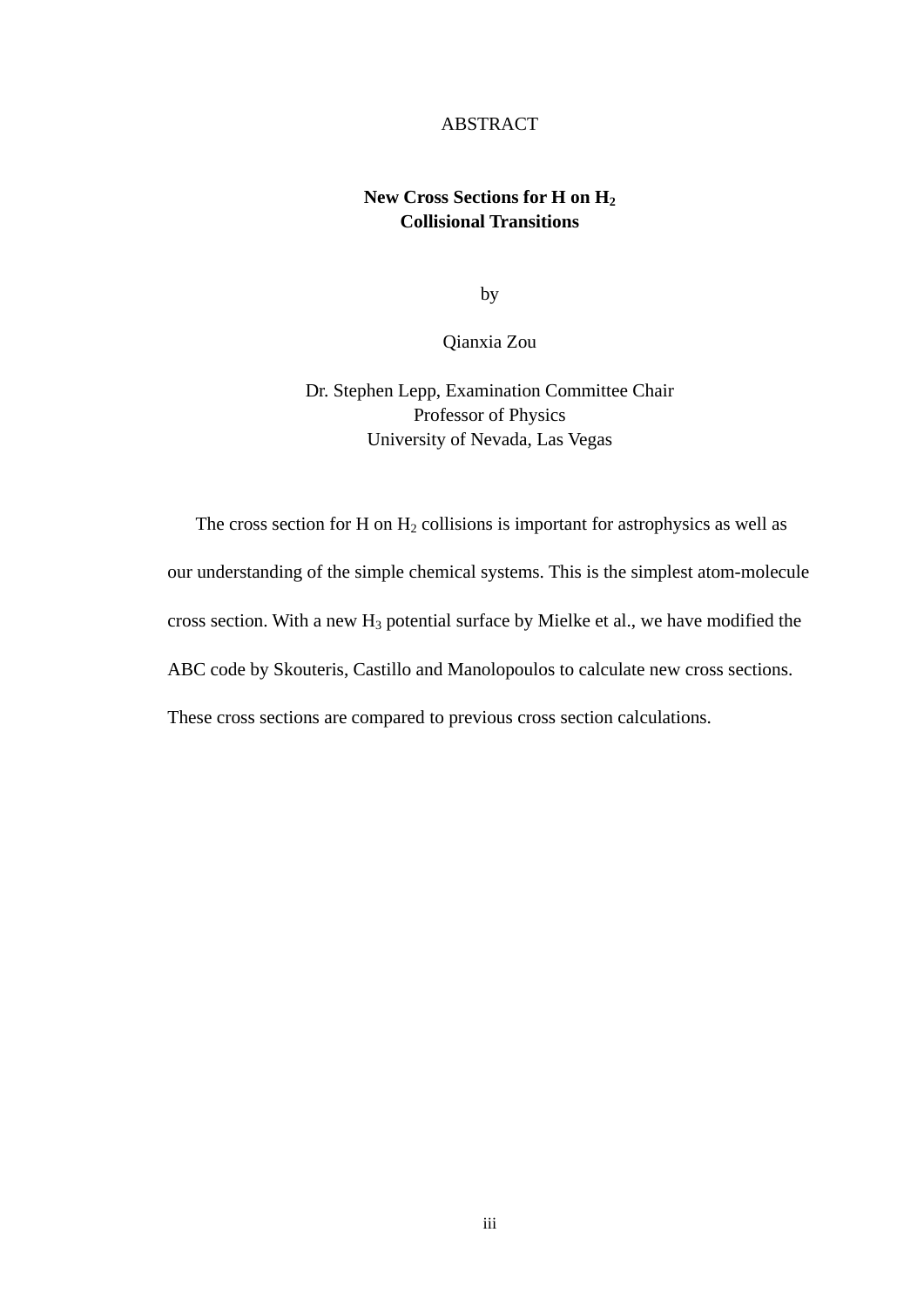# ABSTRACT

## New Cross Sections for H on $H_2$ Collisional Transitions

by

Qianxia Zou

Dr. Stephen Lepp, Examination Committee Chair
Professor of Physics
University of Nevada, Las Vegas

The cross section for H on $H_2$ collisions is important for astrophysics as well as our understanding of the simple chemical systems. This is the simplest atom-molecule cross section. With a new $H_3$ potential surface by Mielke et al., we have modified the ABC code by Skouteris, Castillo and Manolopoulos to calculate new cross sections. These cross sections are compared to previous cross section calculations.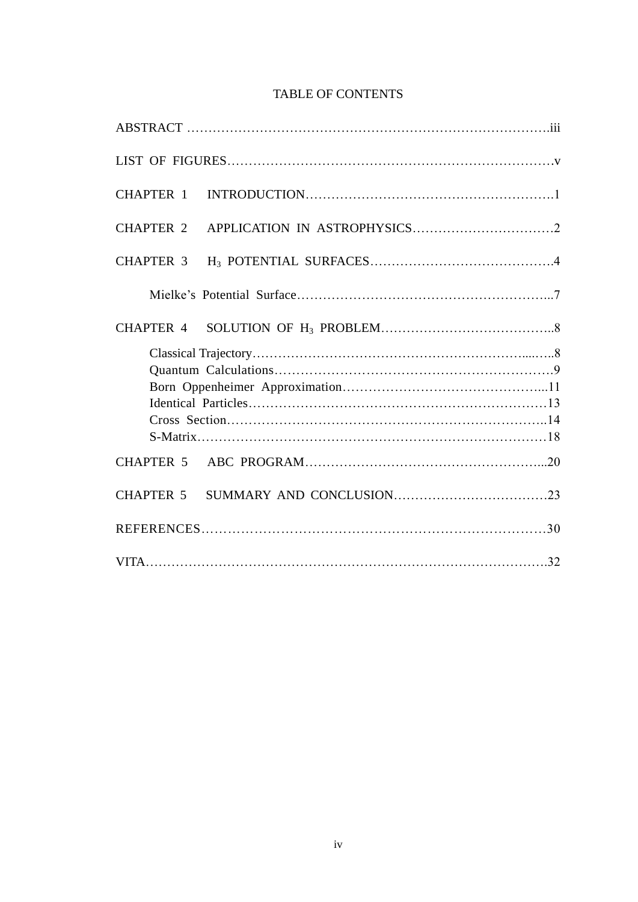# TABLE OF CONTENTS

ABSTRACT ……………………………………………………………………….iii

LIST OF FIGURES………………………………………………………………v

CHAPTER 1 INTRODUCTION………………………………………………….1

CHAPTER 2 APPLICATION IN ASTROPHYSICS…………………………….2

CHAPTER 3 $H_3$ POTENTIAL SURFACES…………………………………….4

Mielke's Potential Surface………………………………………………...7

CHAPTER 4 SOLUTION OF $H_3$ PROBLEM…………………………………..8

Classical Trajectory……………………………………………………......…..8
Quantum Calculations………………………………………………………….9
Born Oppenheimer Approximation……………………………………….....11
Identical Particles……………………………………………………………13
Cross Section………………………………………………………………..14
S-Matrix……………………………………………………………………18

CHAPTER 5 ABC PROGRAM………………………………………………...20

CHAPTER 5 SUMMARY AND CONCLUSION………………………………23

REFERENCES……………………………………………………………………30

VITA……………………………………………………………………………….32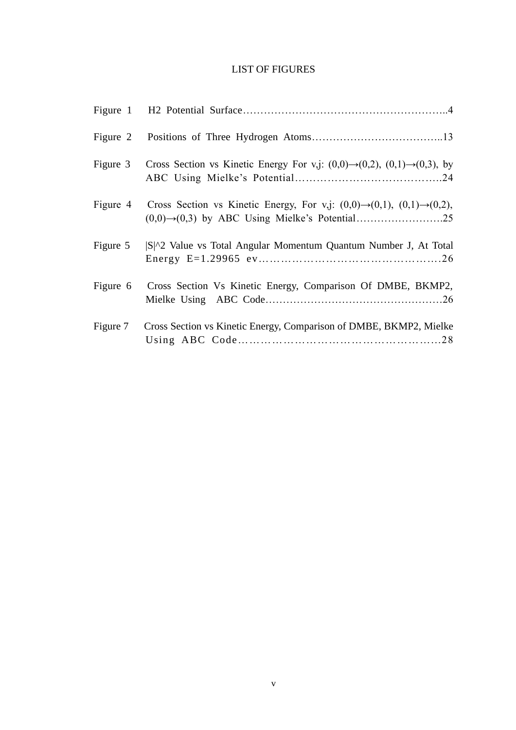# LIST OF FIGURES

Figure 1 H2 Potential Surface…………………………………………………..4

Figure 2 Positions of Three Hydrogen Atoms………………………………..13

Figure 3 Cross Section vs Kinetic Energy For v,j: (0,0)→(0,2), (0,1)→(0,3), by ABC Using Mielke's Potential…………………………………..24

Figure 4 Cross Section vs Kinetic Energy, For v,j: (0,0)→(0,1), (0,1)→(0,2), (0,0)→(0,3) by ABC Using Mielke's Potential…………………….25

Figure 5 |S|^2 Value vs Total Angular Momentum Quantum Number J, At Total Energy E=1.29965 ev…………………………………………….26

Figure 6 Cross Section Vs Kinetic Energy, Comparison Of DMBE, BKMP2, Mielke Using ABC Code……………………………………………26

Figure 7 Cross Section vs Kinetic Energy, Comparison of DMBE, BKMP2, Mielke Using ABC Code………………………………………………28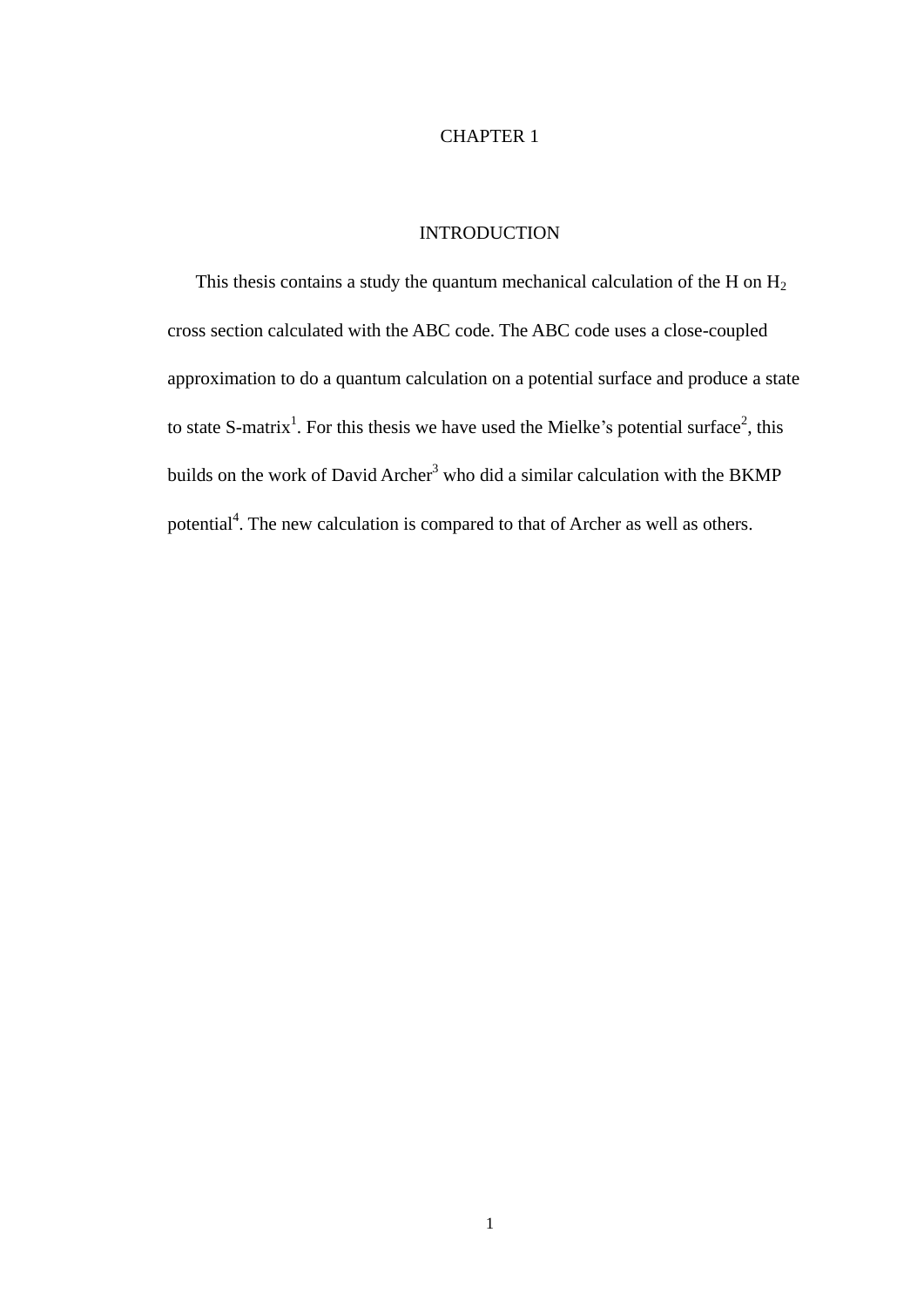# CHAPTER 1

## INTRODUCTION

This thesis contains a study the quantum mechanical calculation of the H on $H_2$ cross section calculated with the ABC code. The ABC code uses a close-coupled approximation to do a quantum calculation on a potential surface and produce a state to state S-matrix[1]. For this thesis we have used the Mielke's potential surface[2], this builds on the work of David Archer[3] who did a similar calculation with the BKMP potential[4]. The new calculation is compared to that of Archer as well as others.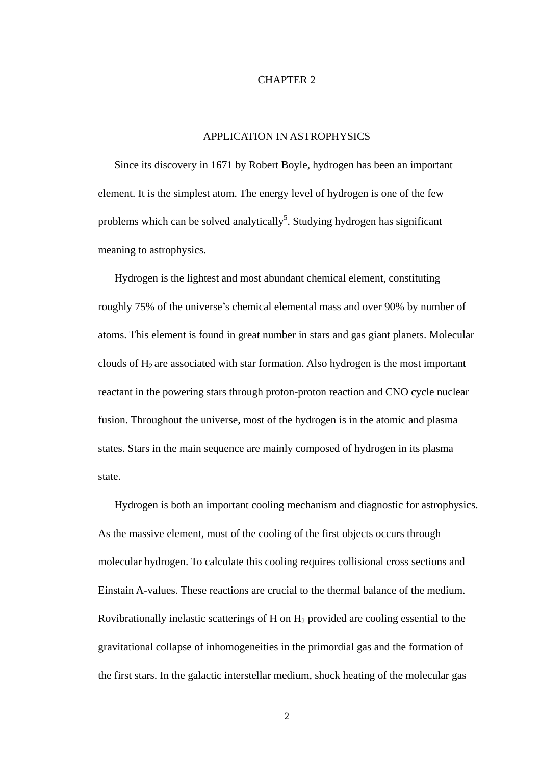# CHAPTER 2

## APPLICATION IN ASTROPHYSICS

Since its discovery in 1671 by Robert Boyle, hydrogen has been an important element. It is the simplest atom. The energy level of hydrogen is one of the few problems which can be solved analytically[5]. Studying hydrogen has significant meaning to astrophysics.

Hydrogen is the lightest and most abundant chemical element, constituting roughly 75% of the universe's chemical elemental mass and over 90% by number of atoms. This element is found in great number in stars and gas giant planets. Molecular clouds of $H_2$ are associated with star formation. Also hydrogen is the most important reactant in the powering stars through proton-proton reaction and CNO cycle nuclear fusion. Throughout the universe, most of the hydrogen is in the atomic and plasma states. Stars in the main sequence are mainly composed of hydrogen in its plasma state.

Hydrogen is both an important cooling mechanism and diagnostic for astrophysics. As the massive element, most of the cooling of the first objects occurs through molecular hydrogen. To calculate this cooling requires collisional cross sections and Einstain A-values. These reactions are crucial to the thermal balance of the medium. Rovibrationally inelastic scatterings of H on $H_2$ provided are cooling essential to the gravitational collapse of inhomogeneities in the primordial gas and the formation of the first stars. In the galactic interstellar medium, shock heating of the molecular gas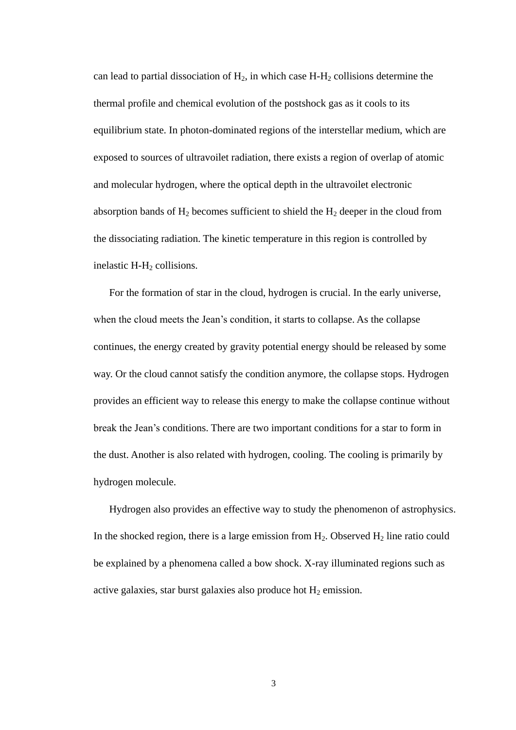can lead to partial dissociation of $H_2$, in which case H-$H_2$ collisions determine the thermal profile and chemical evolution of the postshock gas as it cools to its equilibrium state. In photon-dominated regions of the interstellar medium, which are exposed to sources of ultravoilet radiation, there exists a region of overlap of atomic and molecular hydrogen, where the optical depth in the ultravoilet electronic absorption bands of $H_2$ becomes sufficient to shield the $H_2$ deeper in the cloud from the dissociating radiation. The kinetic temperature in this region is controlled by inelastic H-$H_2$ collisions.

For the formation of star in the cloud, hydrogen is crucial. In the early universe, when the cloud meets the Jean's condition, it starts to collapse. As the collapse continues, the energy created by gravity potential energy should be released by some way. Or the cloud cannot satisfy the condition anymore, the collapse stops. Hydrogen provides an efficient way to release this energy to make the collapse continue without break the Jean's conditions. There are two important conditions for a star to form in the dust. Another is also related with hydrogen, cooling. The cooling is primarily by hydrogen molecule.

Hydrogen also provides an effective way to study the phenomenon of astrophysics. In the shocked region, there is a large emission from $H_2$. Observed $H_2$ line ratio could be explained by a phenomena called a bow shock. X-ray illuminated regions such as active galaxies, star burst galaxies also produce hot $H_2$ emission.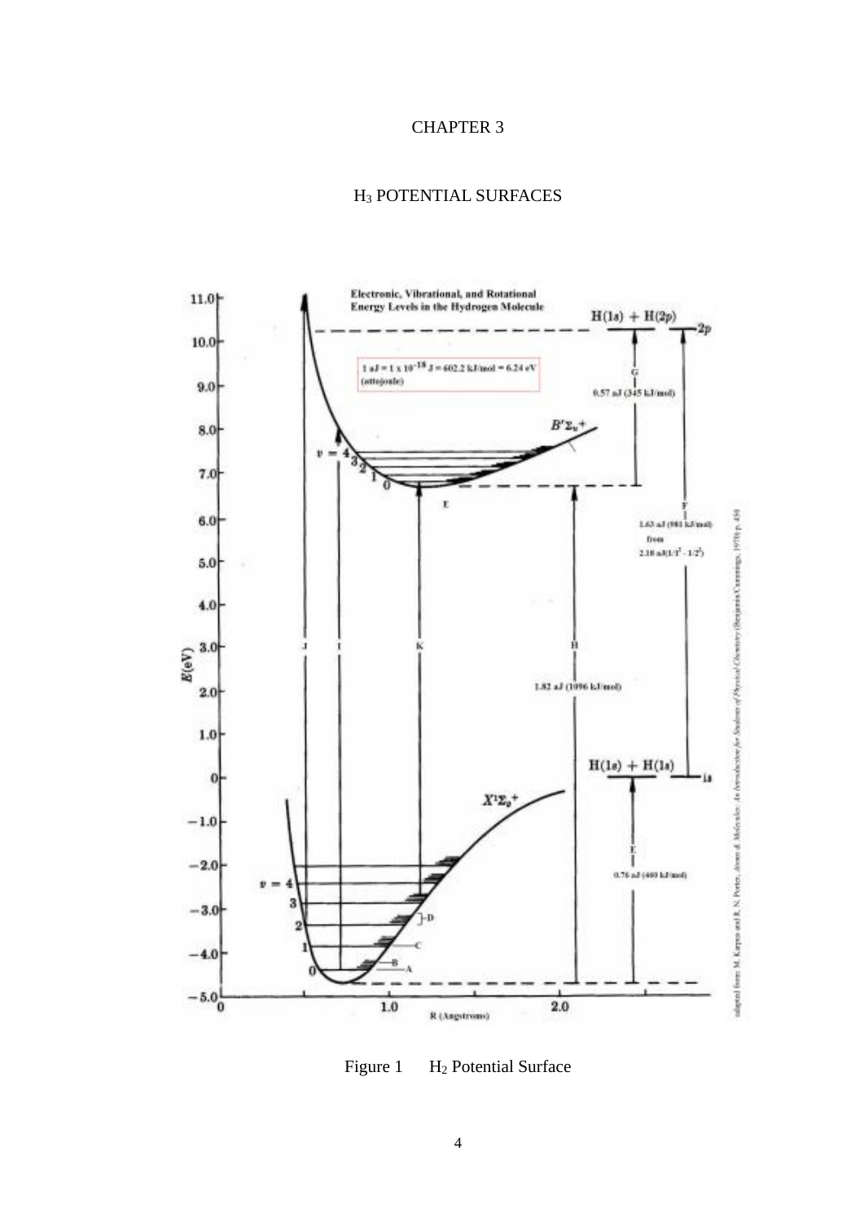# CHAPTER 3

## $H_3$ POTENTIAL SURFACES

Figure 1 $H_2$ Potential Surface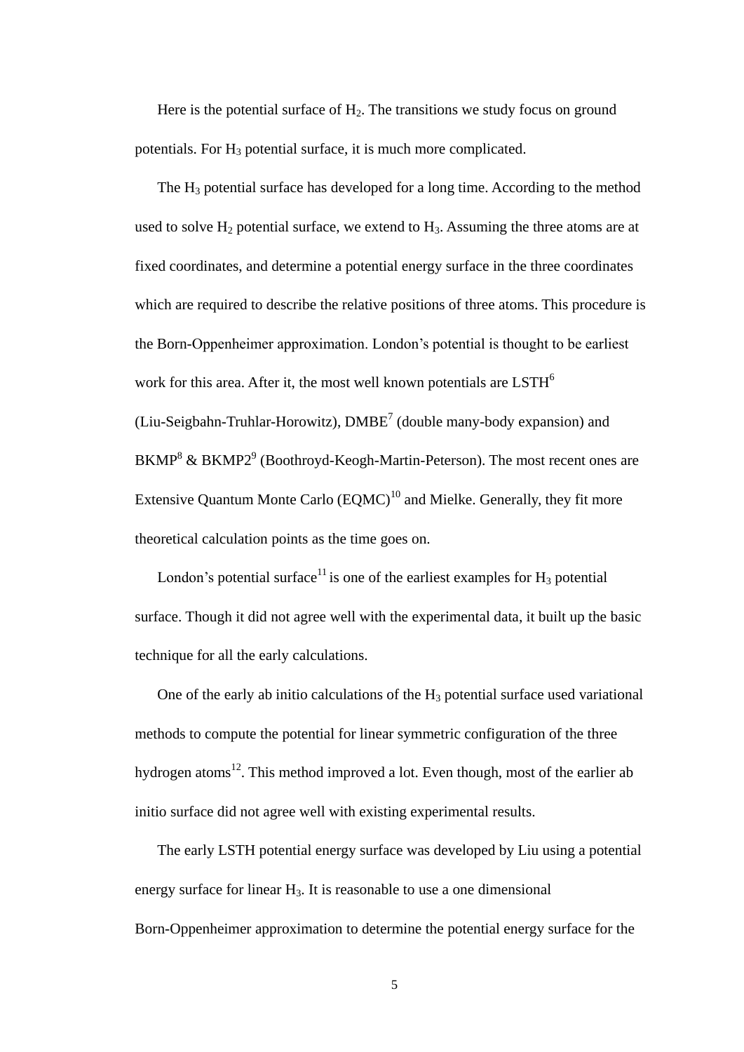Here is the potential surface of $H_2$. The transitions we study focus on ground potentials. For $H_3$ potential surface, it is much more complicated.

The $H_3$ potential surface has developed for a long time. According to the method used to solve $H_2$ potential surface, we extend to $H_3$. Assuming the three atoms are at fixed coordinates, and determine a potential energy surface in the three coordinates which are required to describe the relative positions of three atoms. This procedure is the Born-Oppenheimer approximation. London's potential is thought to be earliest work for this area. After it, the most well known potentials are LSTH[6] (Liu-Seigbahn-Truhlar-Horowitz), DMBE[7] (double many-body expansion) and BKMP[8] & BKMP2[9] (Boothroyd-Keogh-Martin-Peterson). The most recent ones are Extensive Quantum Monte Carlo (EQMC)[10] and Mielke. Generally, they fit more theoretical calculation points as the time goes on.

London's potential surface[11] is one of the earliest examples for $H_3$ potential surface. Though it did not agree well with the experimental data, it built up the basic technique for all the early calculations.

One of the early ab initio calculations of the $H_3$ potential surface used variational methods to compute the potential for linear symmetric configuration of the three hydrogen atoms[12]. This method improved a lot. Even though, most of the earlier ab initio surface did not agree well with existing experimental results.

The early LSTH potential energy surface was developed by Liu using a potential energy surface for linear $H_3$. It is reasonable to use a one dimensional Born-Oppenheimer approximation to determine the potential energy surface for the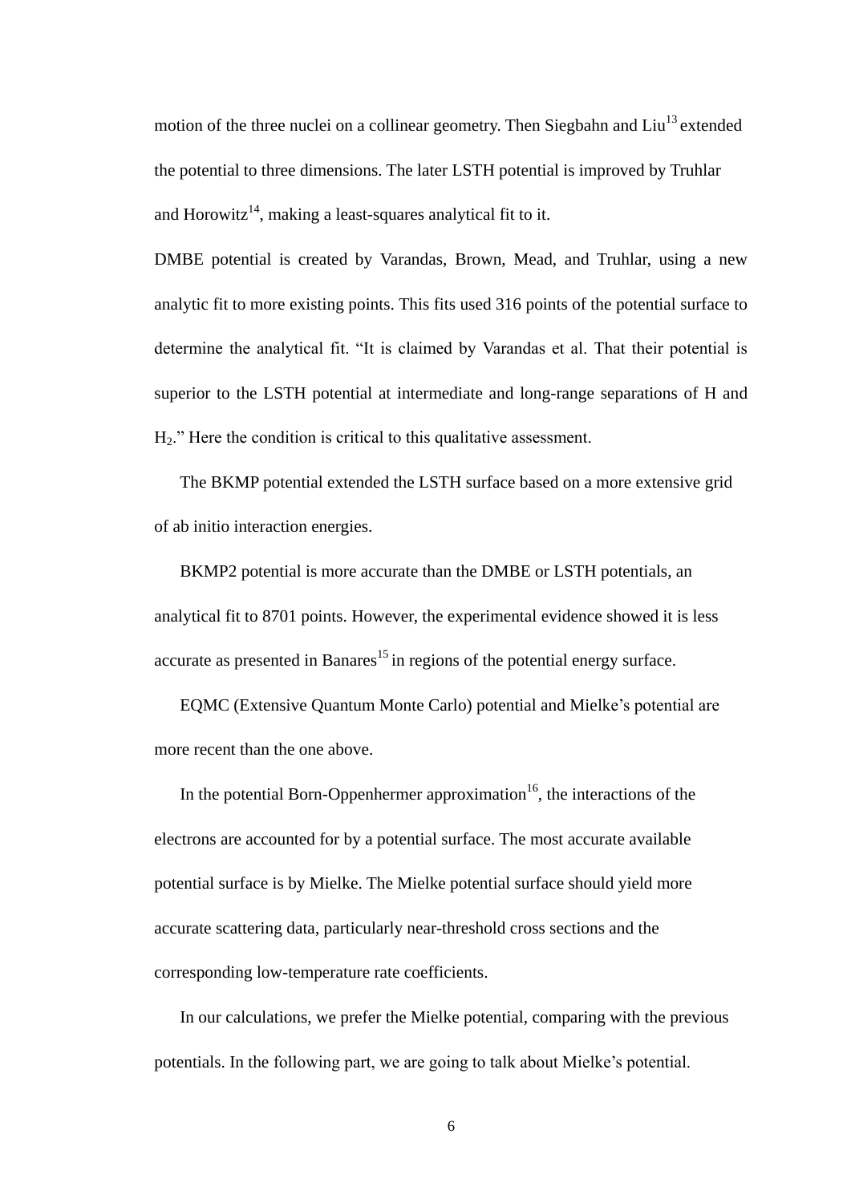motion of the three nuclei on a collinear geometry. Then Siegbahn and Liu[13] extended the potential to three dimensions. The later LSTH potential is improved by Truhlar and Horowitz[14], making a least-squares analytical fit to it.

DMBE potential is created by Varandas, Brown, Mead, and Truhlar, using a new analytic fit to more existing points. This fits used 316 points of the potential surface to determine the analytical fit. "It is claimed by Varandas et al. That their potential is superior to the LSTH potential at intermediate and long-range separations of H and $H_2$." Here the condition is critical to this qualitative assessment.

The BKMP potential extended the LSTH surface based on a more extensive grid of ab initio interaction energies.

BKMP2 potential is more accurate than the DMBE or LSTH potentials, an analytical fit to 8701 points. However, the experimental evidence showed it is less accurate as presented in Banares[15] in regions of the potential energy surface.

EQMC (Extensive Quantum Monte Carlo) potential and Mielke's potential are more recent than the one above.

In the potential Born-Oppenhermer approximation[16], the interactions of the electrons are accounted for by a potential surface. The most accurate available potential surface is by Mielke. The Mielke potential surface should yield more accurate scattering data, particularly near-threshold cross sections and the corresponding low-temperature rate coefficients.

In our calculations, we prefer the Mielke potential, comparing with the previous potentials. In the following part, we are going to talk about Mielke's potential.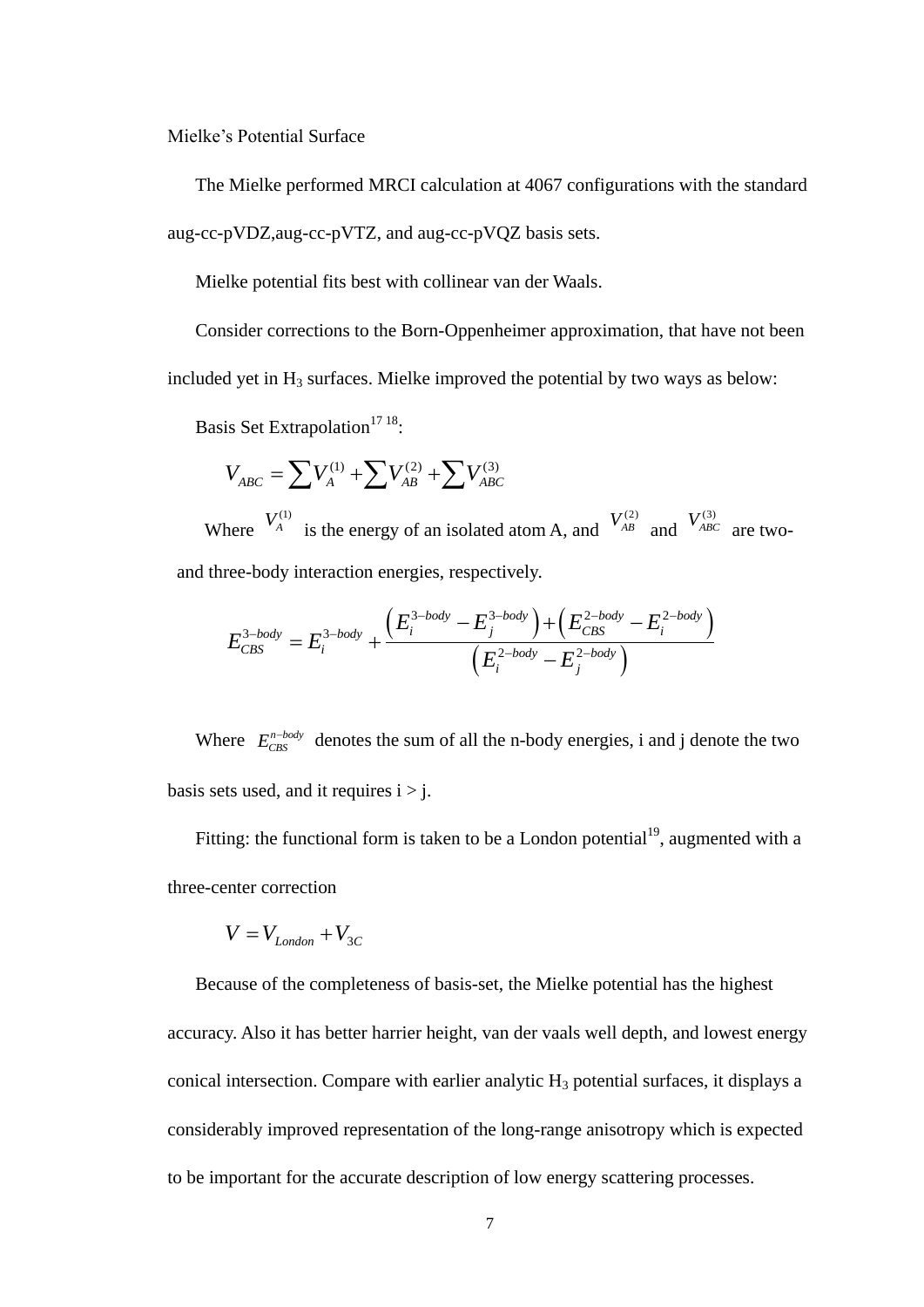Mielke's Potential Surface

The Mielke performed MRCI calculation at 4067 configurations with the standard aug-cc-pVDZ,aug-cc-pVTZ, and aug-cc-pVQZ basis sets.

Mielke potential fits best with collinear van der Waals.

Consider corrections to the Born-Oppenheimer approximation, that have not been included yet in $H_3$ surfaces. Mielke improved the potential by two ways as below:

Basis Set Extrapolation[17 18]:

$$V_{ABC} = \sum V_A^{(1)} + \sum V_{AB}^{(2)} + \sum V_{ABC}^{(3)}$$

Where $V_A^{(1)}$ is the energy of an isolated atom A, and $V_{AB}^{(2)}$ and $V_{ABC}^{(3)}$ are two- and three-body interaction energies, respectively.

$$E_{CBS}^{3-body} = E_i^{3-body} + \frac{\left(E_i^{3-body} - E_j^{3-body}\right) + \left(E_{CBS}^{2-body} - E_i^{2-body}\right)}{\left(E_i^{2-body} - E_j^{2-body}\right)}$$

Where $E_{CBS}^{n-body}$ denotes the sum of all the n-body energies, i and j denote the two basis sets used, and it requires i > j.

Fitting: the functional form is taken to be a London potential[19], augmented with a three-center correction

$$V = V_{London} + V_{3C}$$

Because of the completeness of basis-set, the Mielke potential has the highest accuracy. Also it has better harrier height, van der vaals well depth, and lowest energy conical intersection. Compare with earlier analytic $H_3$ potential surfaces, it displays a considerably improved representation of the long-range anisotropy which is expected to be important for the accurate description of low energy scattering processes.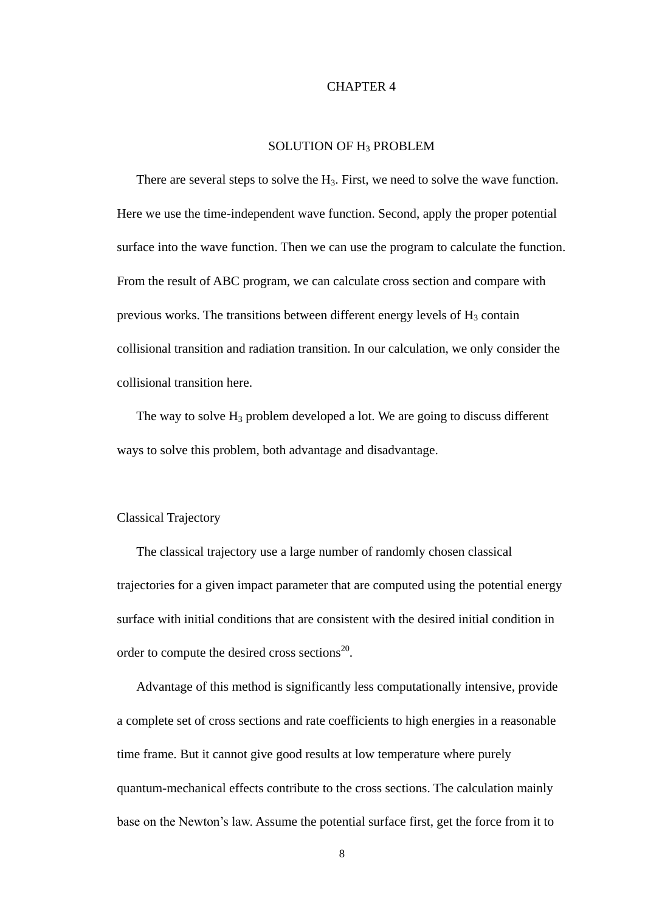# CHAPTER 4

## SOLUTION OF $H_3$ PROBLEM

There are several steps to solve the $H_3$. First, we need to solve the wave function. Here we use the time-independent wave function. Second, apply the proper potential surface into the wave function. Then we can use the program to calculate the function. From the result of ABC program, we can calculate cross section and compare with previous works. The transitions between different energy levels of $H_3$ contain collisional transition and radiation transition. In our calculation, we only consider the collisional transition here.

The way to solve $H_3$ problem developed a lot. We are going to discuss different ways to solve this problem, both advantage and disadvantage.

### Classical Trajectory

The classical trajectory use a large number of randomly chosen classical trajectories for a given impact parameter that are computed using the potential energy surface with initial conditions that are consistent with the desired initial condition in order to compute the desired cross sections[20].

Advantage of this method is significantly less computationally intensive, provide a complete set of cross sections and rate coefficients to high energies in a reasonable time frame. But it cannot give good results at low temperature where purely quantum-mechanical effects contribute to the cross sections. The calculation mainly base on the Newton's law. Assume the potential surface first, get the force from it to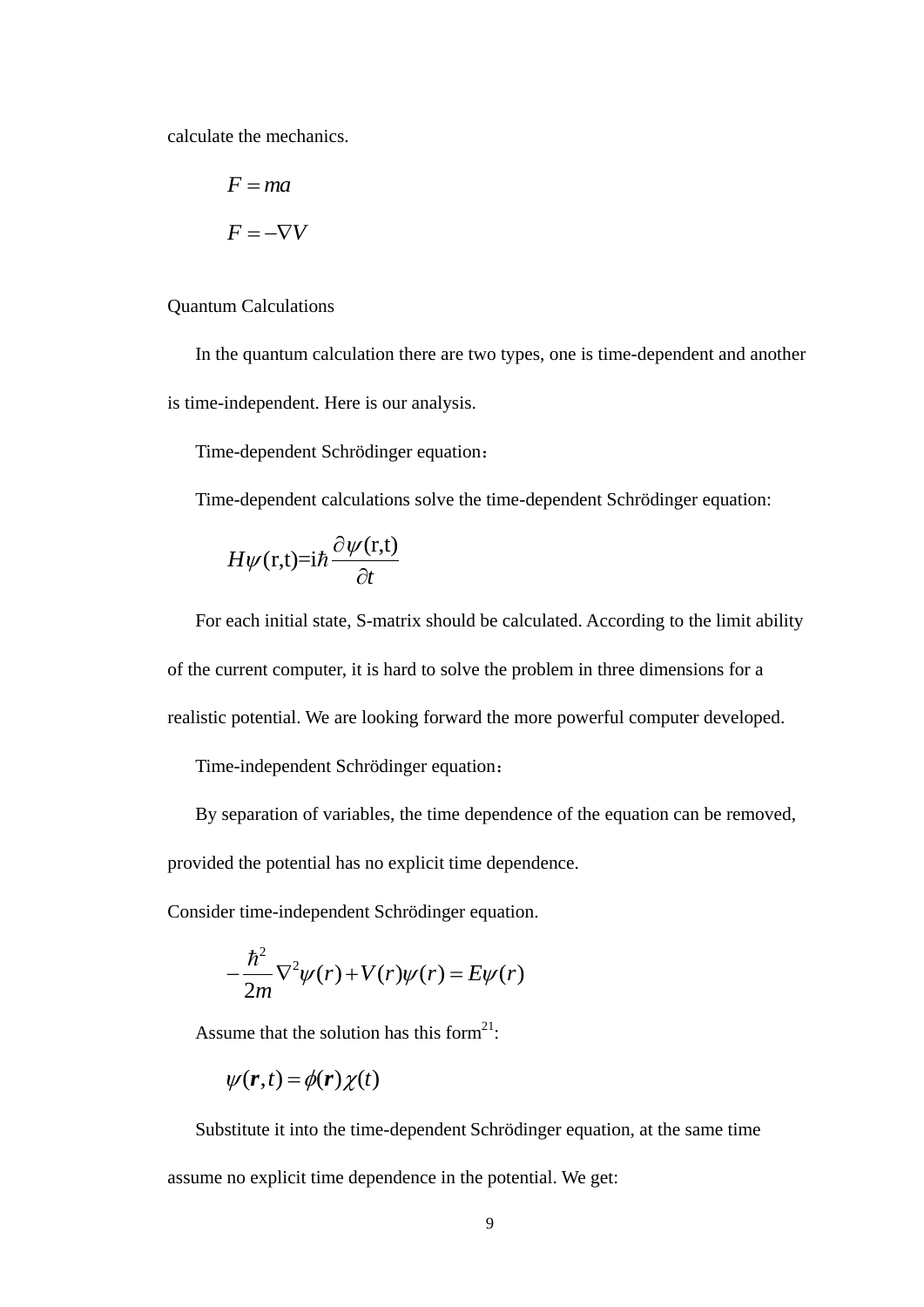calculate the mechanics.

$$F = ma$$

$$F = -\nabla V$$

Quantum Calculations

In the quantum calculation there are two types, one is time-dependent and another is time-independent. Here is our analysis.

Time-dependent Schrödinger equation：

Time-dependent calculations solve the time-dependent Schrödinger equation:

$$H\psi(\mathrm{r,t}) = \mathrm{i}\hbar \frac{\partial \psi(\mathrm{r,t})}{\partial t}$$

For each initial state, S-matrix should be calculated. According to the limit ability of the current computer, it is hard to solve the problem in three dimensions for a realistic potential. We are looking forward the more powerful computer developed.

Time-independent Schrödinger equation：

By separation of variables, the time dependence of the equation can be removed, provided the potential has no explicit time dependence.

Consider time-independent Schrödinger equation.

$$-\frac{\hbar^2}{2m}\nabla^2\psi(r) + V(r)\psi(r) = E\psi(r)$$

Assume that the solution has this form[21]:

$$\psi(\boldsymbol{r}, t) = \phi(\boldsymbol{r})\chi(t)$$

Substitute it into the time-dependent Schrödinger equation, at the same time assume no explicit time dependence in the potential. We get: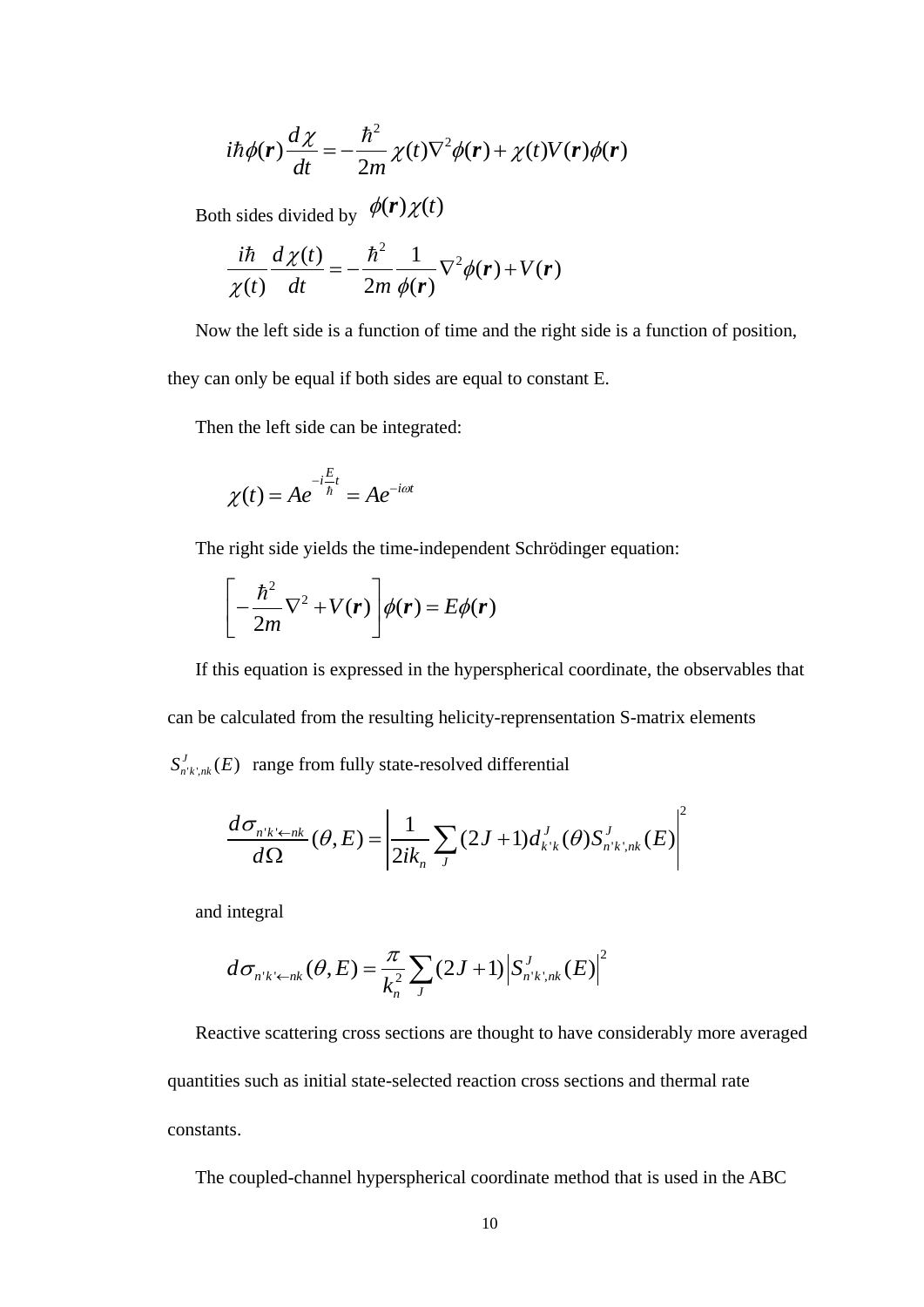$$i\hbar\phi(\boldsymbol{r})\frac{d\chi}{dt} = -\frac{\hbar^2}{2m}\chi(t)\nabla^2\phi(\boldsymbol{r}) + \chi(t)V(\boldsymbol{r})\phi(\boldsymbol{r})$$

Both sides divided by $\phi(\boldsymbol{r})\chi(t)$

$$\frac{i\hbar}{\chi(t)}\frac{d\chi(t)}{dt} = -\frac{\hbar^2}{2m}\frac{1}{\phi(\boldsymbol{r})}\nabla^2\phi(\boldsymbol{r}) + V(\boldsymbol{r})$$

Now the left side is a function of time and the right side is a function of position, they can only be equal if both sides are equal to constant E.

Then the left side can be integrated:

$$\chi(t) = Ae^{-i\frac{E}{\hbar}t} = Ae^{-i\omega t}$$

The right side yields the time-independent Schrödinger equation:

$$\left[-\frac{\hbar^2}{2m}\nabla^2 + V(\boldsymbol{r})\right]\phi(\boldsymbol{r}) = E\phi(\boldsymbol{r})$$

If this equation is expressed in the hyperspherical coordinate, the observables that can be calculated from the resulting helicity-reprensentation S-matrix elements $S^{J}_{n'k',nk}(E)$ range from fully state-resolved differential

$$\frac{d\sigma_{n'k'\leftarrow nk}}{d\Omega}(\theta,E) = \left|\frac{1}{2ik_n}\sum_J (2J+1)d^J_{k'k}(\theta)S^J_{n'k',nk}(E)\right|^2$$

and integral

$$d\sigma_{n'k'\leftarrow nk}(\theta,E) = \frac{\pi}{k_n^2}\sum_J (2J+1)\left|S^J_{n'k',nk}(E)\right|^2$$

Reactive scattering cross sections are thought to have considerably more averaged quantities such as initial state-selected reaction cross sections and thermal rate constants.

The coupled-channel hyperspherical coordinate method that is used in the ABC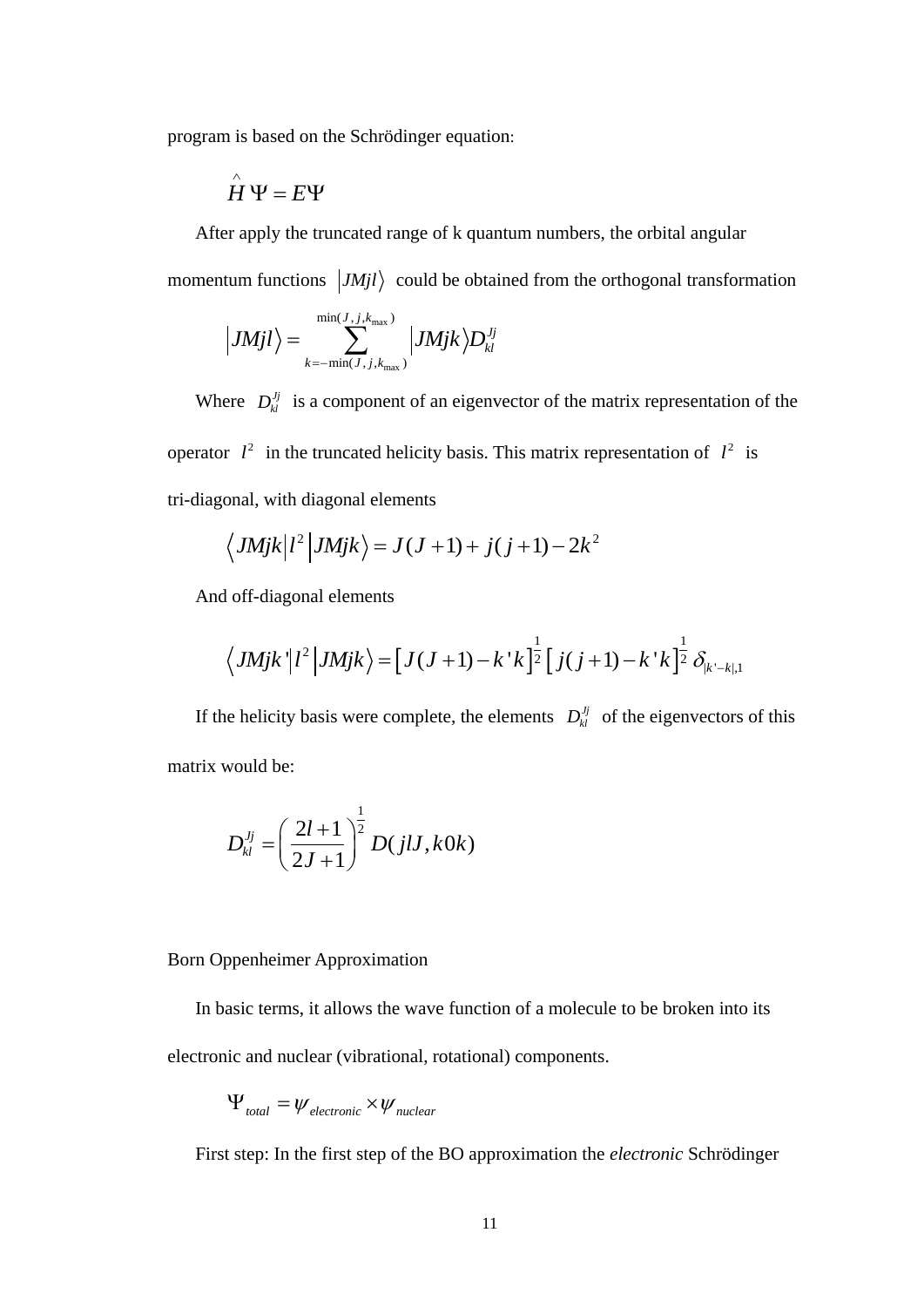program is based on the Schrödinger equation:

$$\hat{H}\Psi = E\Psi$$

After apply the truncated range of k quantum numbers, the orbital angular momentum functions $\left|JMjl\right\rangle$ could be obtained from the orthogonal transformation

$$\left|JMjl\right\rangle = \sum_{k=-\min(J,j,k_{\max})}^{\min(J,j,k_{\max})} \left|JMjk\right\rangle D_{kl}^{Jj}$$

Where $D_{kl}^{Jj}$ is a component of an eigenvector of the matrix representation of the operator $l^2$ in the truncated helicity basis. This matrix representation of $l^2$ is tri-diagonal, with diagonal elements

$$\left\langle JMjk\right| l^2 \left|JMjk\right\rangle = J(J+1) + j(j+1) - 2k^2$$

And off-diagonal elements

$$\left\langle JMjk'\right| l^2 \left|JMjk\right\rangle = \left[J(J+1) - k'k\right]^{\frac{1}{2}} \left[j(j+1) - k'k\right]^{\frac{1}{2}} \delta_{|k'-k|,1}$$

If the helicity basis were complete, the elements $D_{kl}^{Jj}$ of the eigenvectors of this matrix would be:

$$D_{kl}^{Jj} = \left(\frac{2l+1}{2J+1}\right)^{\frac{1}{2}} D(jlJ, k0k)$$

Born Oppenheimer Approximation

In basic terms, it allows the wave function of a molecule to be broken into its electronic and nuclear (vibrational, rotational) components.

$$\Psi_{total} = \psi_{electronic} \times \psi_{nuclear}$$

First step: In the first step of the BO approximation the *electronic* Schrödinger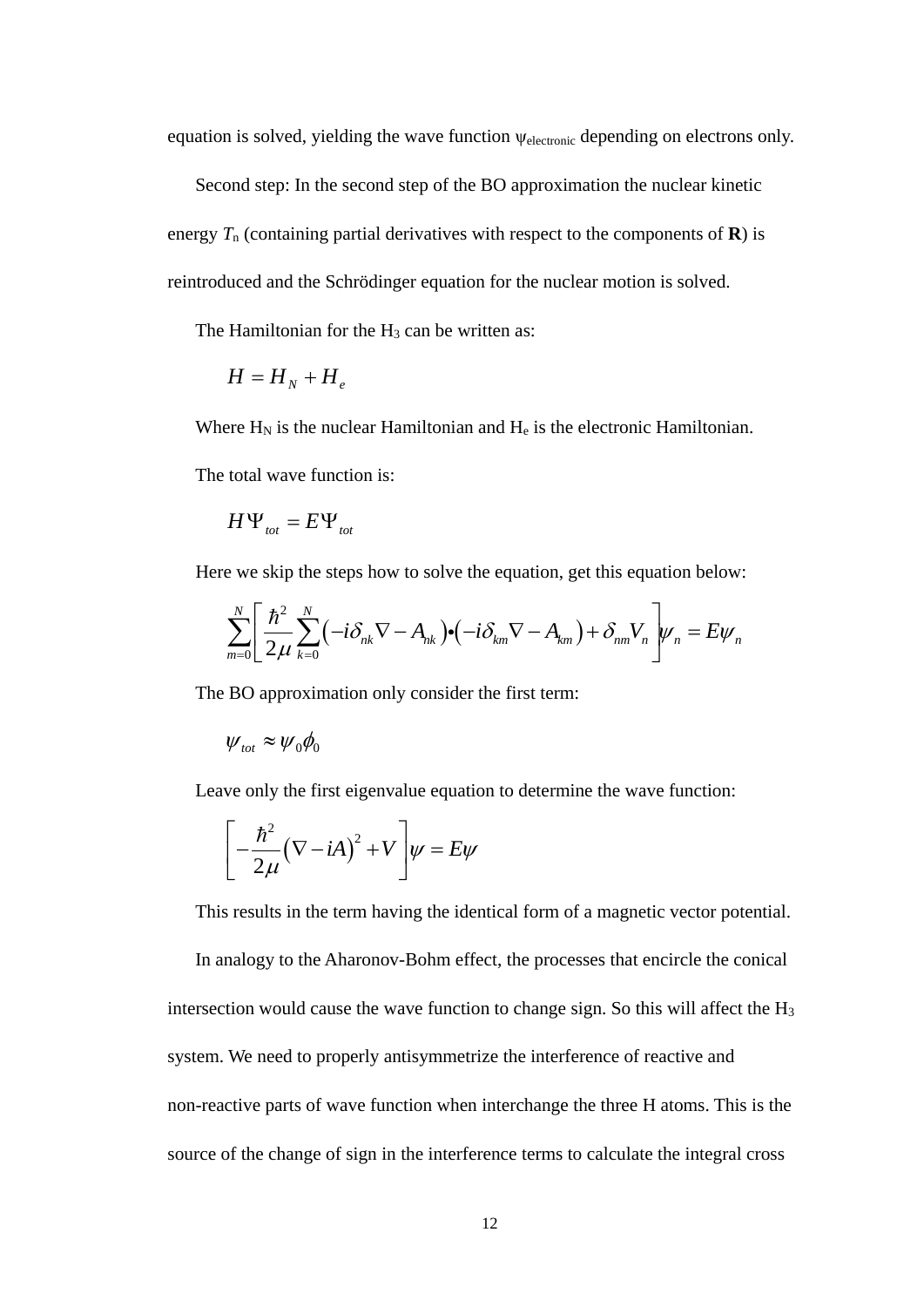equation is solved, yielding the wave function $\psi_{electronic}$ depending on electrons only.

Second step: In the second step of the BO approximation the nuclear kinetic energy $T_n$ (containing partial derivatives with respect to the components of **R**) is reintroduced and the Schrödinger equation for the nuclear motion is solved.

The Hamiltonian for the $H_3$ can be written as:

$$H = H_N + H_e$$

Where $H_N$ is the nuclear Hamiltonian and $H_e$ is the electronic Hamiltonian.

The total wave function is:

$$H\Psi_{tot} = E\Psi_{tot}$$

Here we skip the steps how to solve the equation, get this equation below:

$$\sum_{m=0}^{N}\left[\frac{\hbar^2}{2\mu}\sum_{k=0}^{N}\left(-i\delta_{nk}\nabla - A_{nk}\right)\bullet\left(-i\delta_{km}\nabla - A_{km}\right) + \delta_{nm}V_n\right]\psi_n = E\psi_n$$

The BO approximation only consider the first term:

$$\psi_{tot} \approx \psi_0\phi_0$$

Leave only the first eigenvalue equation to determine the wave function:

$$\left[-\frac{\hbar^2}{2\mu}\left(\nabla - iA\right)^2 + V\right]\psi = E\psi$$

This results in the term having the identical form of a magnetic vector potential.

In analogy to the Aharonov-Bohm effect, the processes that encircle the conical intersection would cause the wave function to change sign. So this will affect the $H_3$ system. We need to properly antisymmetrize the interference of reactive and non-reactive parts of wave function when interchange the three H atoms. This is the source of the change of sign in the interference terms to calculate the integral cross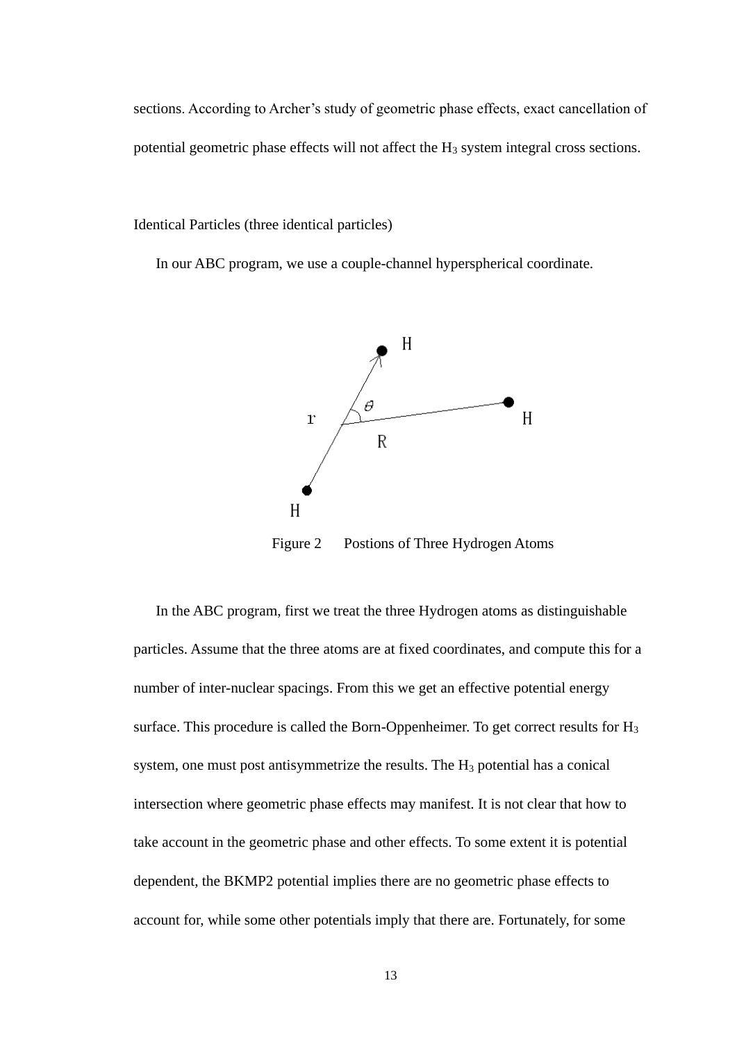sections. According to Archer's study of geometric phase effects, exact cancellation of potential geometric phase effects will not affect the $H_3$ system integral cross sections.

Identical Particles (three identical particles)

In our ABC program, we use a couple-channel hyperspherical coordinate.

Figure 2 Postions of Three Hydrogen Atoms

In the ABC program, first we treat the three Hydrogen atoms as distinguishable particles. Assume that the three atoms are at fixed coordinates, and compute this for a number of inter-nuclear spacings. From this we get an effective potential energy surface. This procedure is called the Born-Oppenheimer. To get correct results for $H_3$ system, one must post antisymmetrize the results. The $H_3$ potential has a conical intersection where geometric phase effects may manifest. It is not clear that how to take account in the geometric phase and other effects. To some extent it is potential dependent, the BKMP2 potential implies there are no geometric phase effects to account for, while some other potentials imply that there are. Fortunately, for some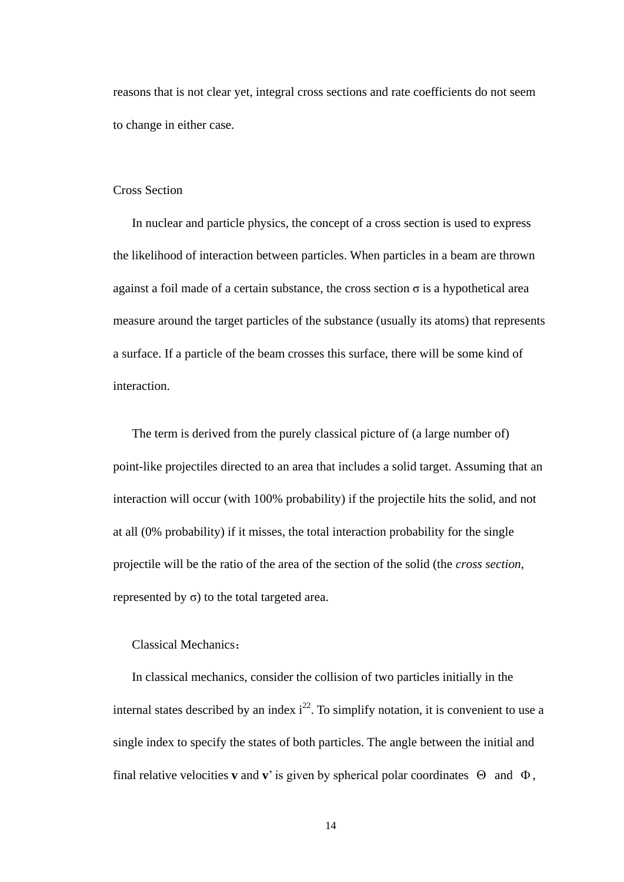reasons that is not clear yet, integral cross sections and rate coefficients do not seem to change in either case.

## Cross Section

In nuclear and particle physics, the concept of a cross section is used to express the likelihood of interaction between particles. When particles in a beam are thrown against a foil made of a certain substance, the cross section $\sigma$ is a hypothetical area measure around the target particles of the substance (usually its atoms) that represents a surface. If a particle of the beam crosses this surface, there will be some kind of interaction.

The term is derived from the purely classical picture of (a large number of) point-like projectiles directed to an area that includes a solid target. Assuming that an interaction will occur (with 100% probability) if the projectile hits the solid, and not at all (0% probability) if it misses, the total interaction probability for the single projectile will be the ratio of the area of the section of the solid (the *cross section*, represented by $\sigma$) to the total targeted area.

### Classical Mechanics：

In classical mechanics, consider the collision of two particles initially in the internal states described by an index i[22]. To simplify notation, it is convenient to use a single index to specify the states of both particles. The angle between the initial and final relative velocities **v** and **v**' is given by spherical polar coordinates $\Theta$ and $\Phi$,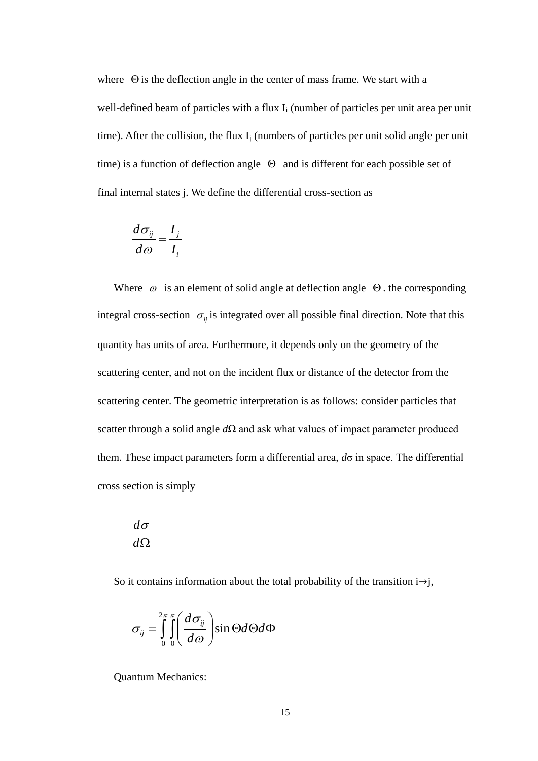where $\Theta$ is the deflection angle in the center of mass frame. We start with a well-defined beam of particles with a flux $I_i$ (number of particles per unit area per unit time). After the collision, the flux $I_j$ (numbers of particles per unit solid angle per unit time) is a function of deflection angle $\Theta$ and is different for each possible set of final internal states j. We define the differential cross-section as

$$\frac{d\sigma_{ij}}{d\omega} = \frac{I_j}{I_i}$$

Where $\omega$ is an element of solid angle at deflection angle $\Theta$. the corresponding integral cross-section $\sigma_{ij}$ is integrated over all possible final direction. Note that this quantity has units of area. Furthermore, it depends only on the geometry of the scattering center, and not on the incident flux or distance of the detector from the scattering center. The geometric interpretation is as follows: consider particles that scatter through a solid angle $d\Omega$ and ask what values of impact parameter produced them. These impact parameters form a differential area, $d\sigma$ in space. The differential cross section is simply

$$\frac{d\sigma}{d\Omega}$$

So it contains information about the total probability of the transition i→j,

$$\sigma_{ij} = \int_0^{2\pi}\int_0^{\pi}\left(\frac{d\sigma_{ij}}{d\omega}\right)\sin\Theta d\Theta d\Phi$$

Quantum Mechanics: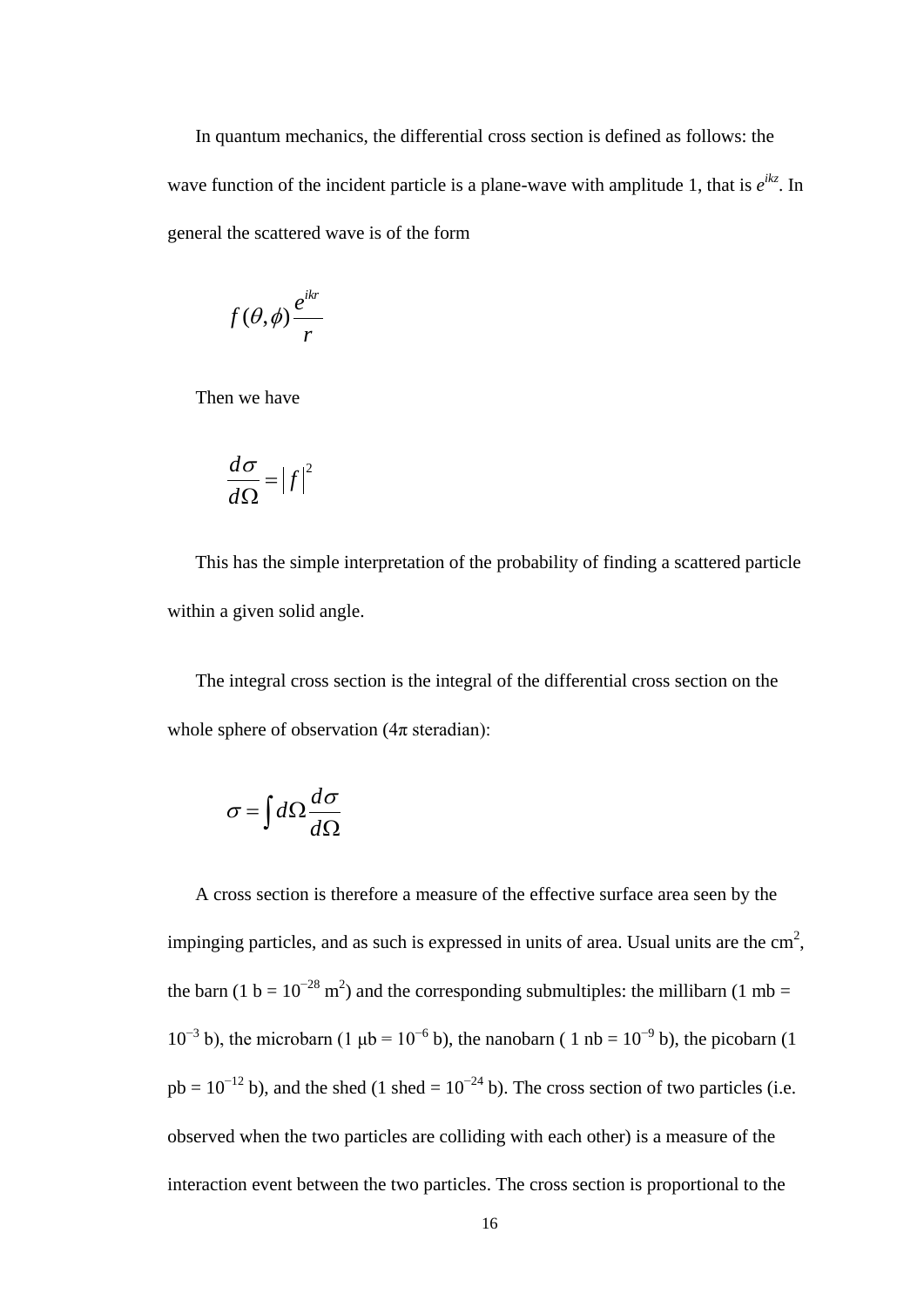In quantum mechanics, the differential cross section is defined as follows: the wave function of the incident particle is a plane-wave with amplitude 1, that is $e^{ikz}$. In general the scattered wave is of the form

$$f(\theta, \phi) \frac{e^{ikr}}{r}$$

Then we have

$$\frac{d\sigma}{d\Omega} = |f|^2$$

This has the simple interpretation of the probability of finding a scattered particle within a given solid angle.

The integral cross section is the integral of the differential cross section on the whole sphere of observation (4π steradian):

$$\sigma = \int d\Omega \frac{d\sigma}{d\Omega}$$

A cross section is therefore a measure of the effective surface area seen by the impinging particles, and as such is expressed in units of area. Usual units are the $cm^2$, the barn (1 b = $10^{-28}$ $m^2$) and the corresponding submultiples: the millibarn (1 mb = $10^{-3}$ b), the microbarn (1 μb = $10^{-6}$ b), the nanobarn ( 1 nb = $10^{-9}$ b), the picobarn (1 pb = $10^{-12}$ b), and the shed (1 shed = $10^{-24}$ b). The cross section of two particles (i.e. observed when the two particles are colliding with each other) is a measure of the interaction event between the two particles. The cross section is proportional to the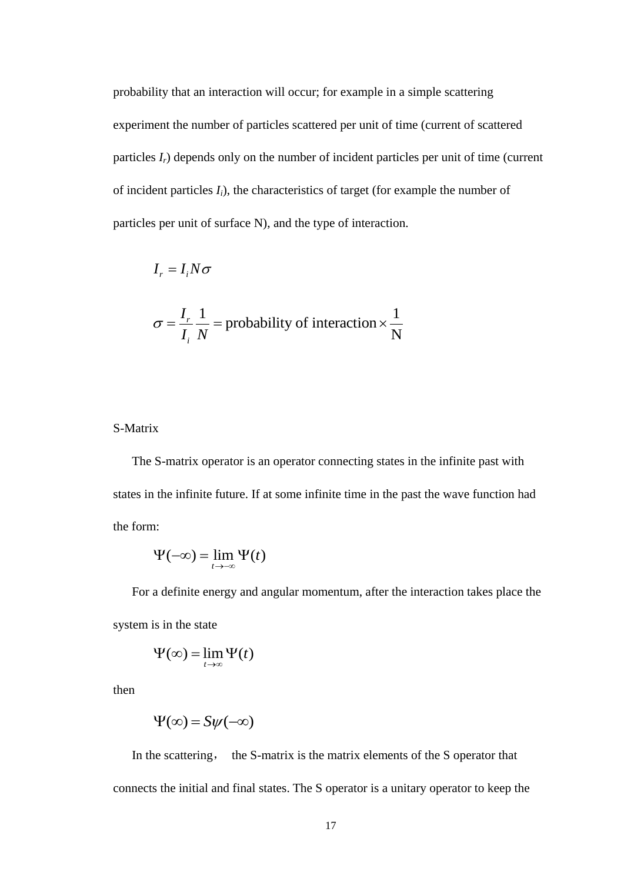probability that an interaction will occur; for example in a simple scattering experiment the number of particles scattered per unit of time (current of scattered particles $I_r$) depends only on the number of incident particles per unit of time (current of incident particles $I_i$), the characteristics of target (for example the number of particles per unit of surface N), and the type of interaction.

$$I_r = I_i N \sigma$$

$$\sigma = \frac{I_r}{I_i}\frac{1}{N} = \text{probability of interaction} \times \frac{1}{\text{N}}$$

S-Matrix

The S-matrix operator is an operator connecting states in the infinite past with states in the infinite future. If at some infinite time in the past the wave function had the form:

$$\Psi(-\infty) = \lim_{t \to -\infty} \Psi(t)$$

For a definite energy and angular momentum, after the interaction takes place the system is in the state

$$\Psi(\infty) = \lim_{t \to \infty} \Psi(t)$$

then

$$\Psi(\infty) = S\psi(-\infty)$$

In the scattering, the S-matrix is the matrix elements of the S operator that connects the initial and final states. The S operator is a unitary operator to keep the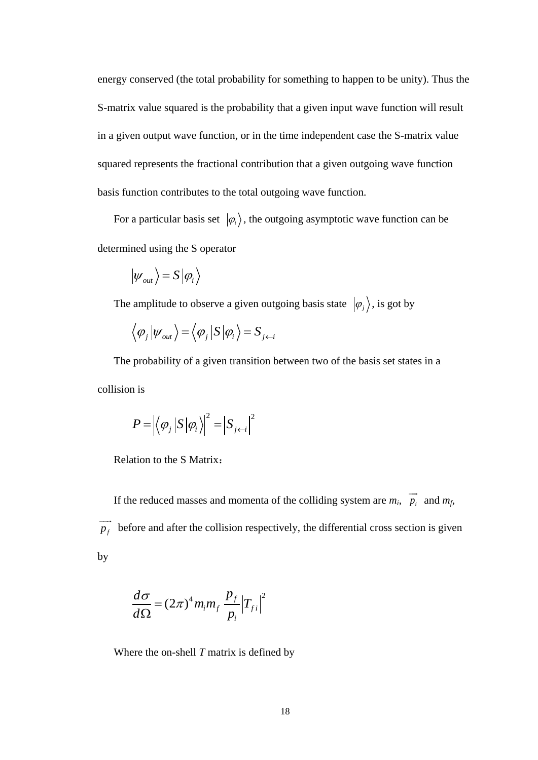energy conserved (the total probability for something to happen to be unity). Thus the S-matrix value squared is the probability that a given input wave function will result in a given output wave function, or in the time independent case the S-matrix value squared represents the fractional contribution that a given outgoing wave function basis function contributes to the total outgoing wave function.

For a particular basis set $|\varphi_i\rangle$, the outgoing asymptotic wave function can be determined using the S operator

$$|\psi_{out}\rangle = S|\varphi_i\rangle$$

The amplitude to observe a given outgoing basis state $|\varphi_j\rangle$, is got by

$$\langle\varphi_j|\psi_{out}\rangle = \langle\varphi_j|S|\varphi_i\rangle = S_{j\leftarrow i}$$

The probability of a given transition between two of the basis set states in a collision is

$$P = \left|\langle\varphi_j|S|\varphi_i\rangle\right|^2 = \left|S_{j\leftarrow i}\right|^2$$

Relation to the S Matrix：

If the reduced masses and momenta of the colliding system are $m_i$, $\vec{p_i}$ and $m_f$, $\vec{p_f}$ before and after the collision respectively, the differential cross section is given by

$$\frac{d\sigma}{d\Omega} = (2\pi)^4 m_i m_f \frac{p_f}{p_i}\left|T_{fi}\right|^2$$

Where the on-shell *T* matrix is defined by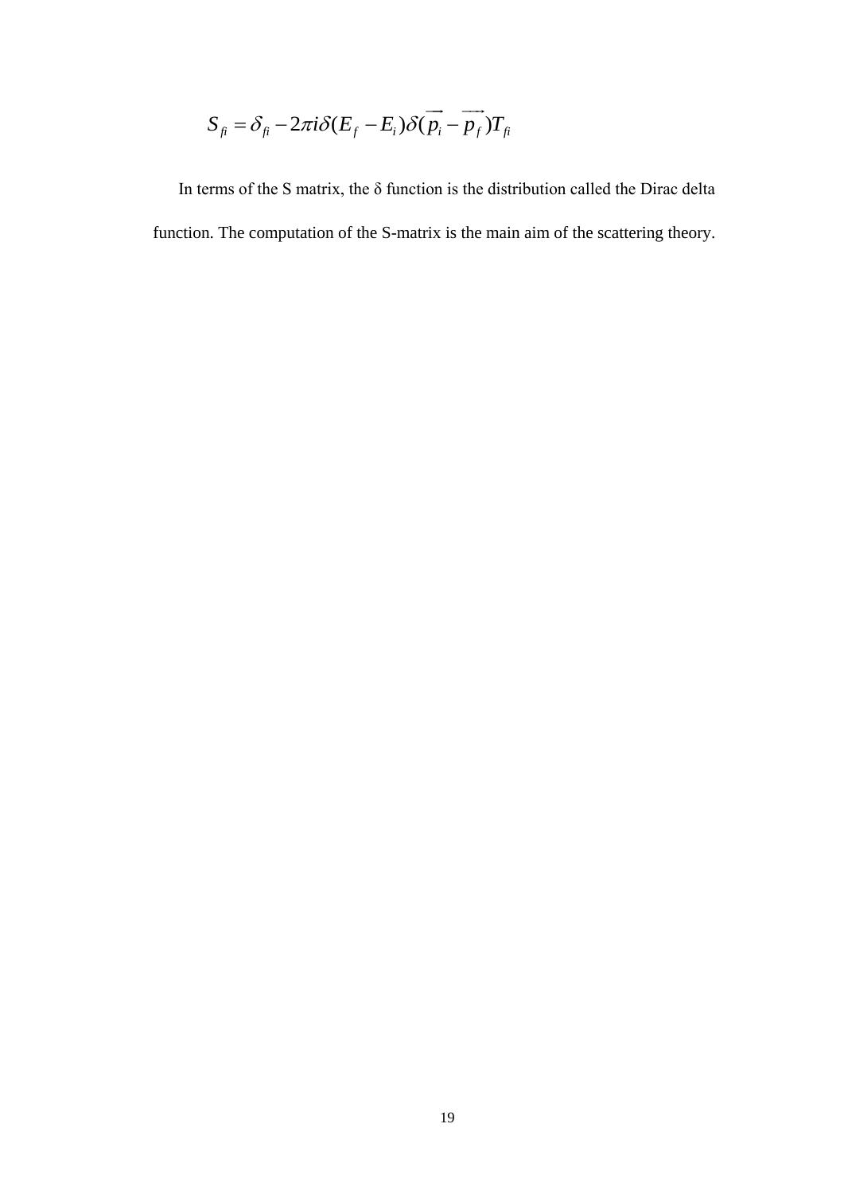$$S_{fi} = \delta_{fi} - 2\pi i \delta(E_f - E_i)\delta(\overrightarrow{p_i} - \overrightarrow{p_f})T_{fi}$$

In terms of the S matrix, the δ function is the distribution called the Dirac delta function. The computation of the S-matrix is the main aim of the scattering theory.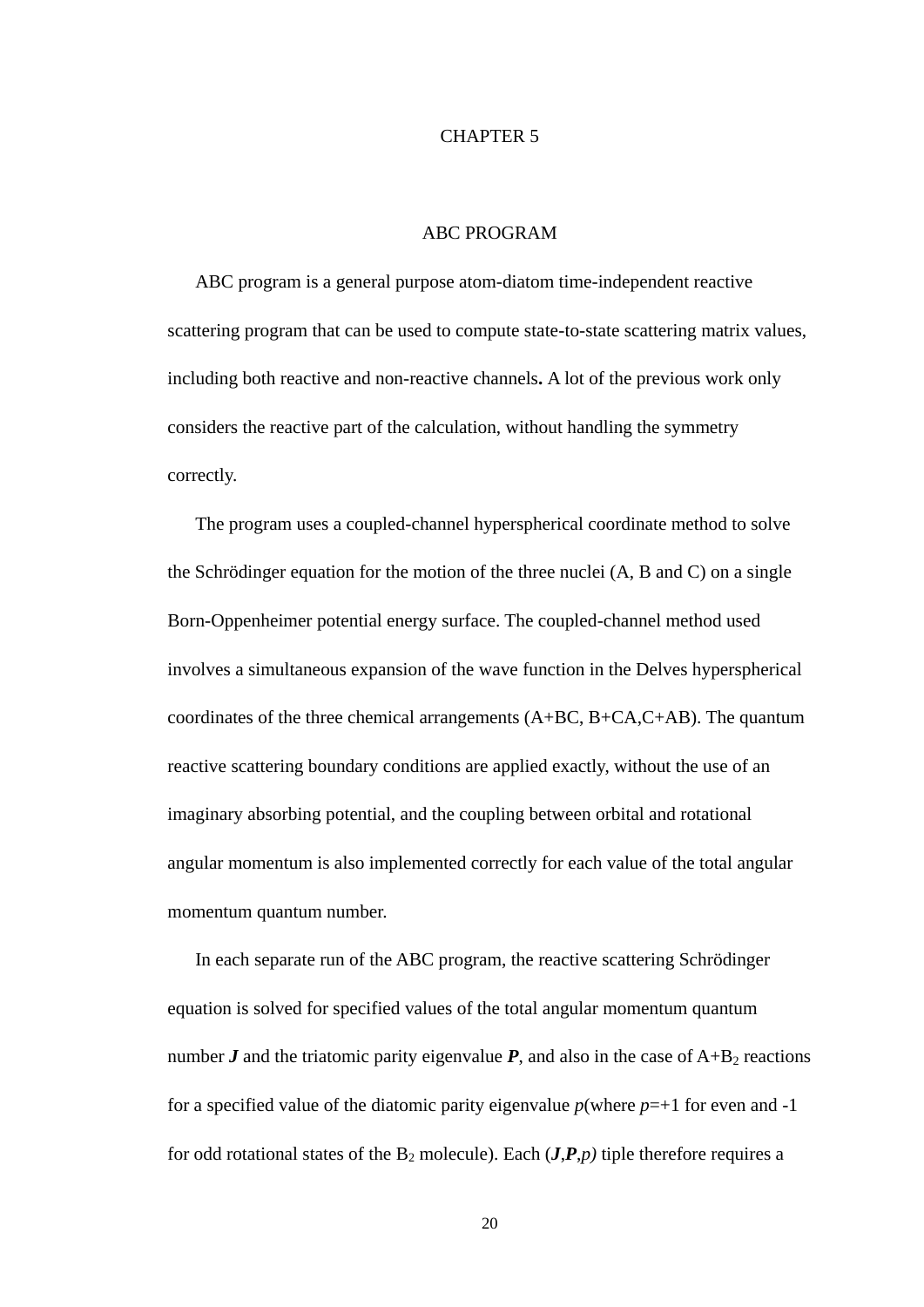# CHAPTER 5

## ABC PROGRAM

ABC program is a general purpose atom-diatom time-independent reactive scattering program that can be used to compute state-to-state scattering matrix values, including both reactive and non-reactive channels**.** A lot of the previous work only considers the reactive part of the calculation, without handling the symmetry correctly.

The program uses a coupled-channel hyperspherical coordinate method to solve the Schrödinger equation for the motion of the three nuclei (A, B and C) on a single Born-Oppenheimer potential energy surface. The coupled-channel method used involves a simultaneous expansion of the wave function in the Delves hyperspherical coordinates of the three chemical arrangements (A+BC, B+CA,C+AB). The quantum reactive scattering boundary conditions are applied exactly, without the use of an imaginary absorbing potential, and the coupling between orbital and rotational angular momentum is also implemented correctly for each value of the total angular momentum quantum number.

In each separate run of the ABC program, the reactive scattering Schrödinger equation is solved for specified values of the total angular momentum quantum number ***J*** and the triatomic parity eigenvalue ***P***, and also in the case of A+$B_2$ reactions for a specified value of the diatomic parity eigenvalue *p*(where *p*=+1 for even and -1 for odd rotational states of the $B_2$ molecule). Each (***J***,***P***,*p)* tiple therefore requires a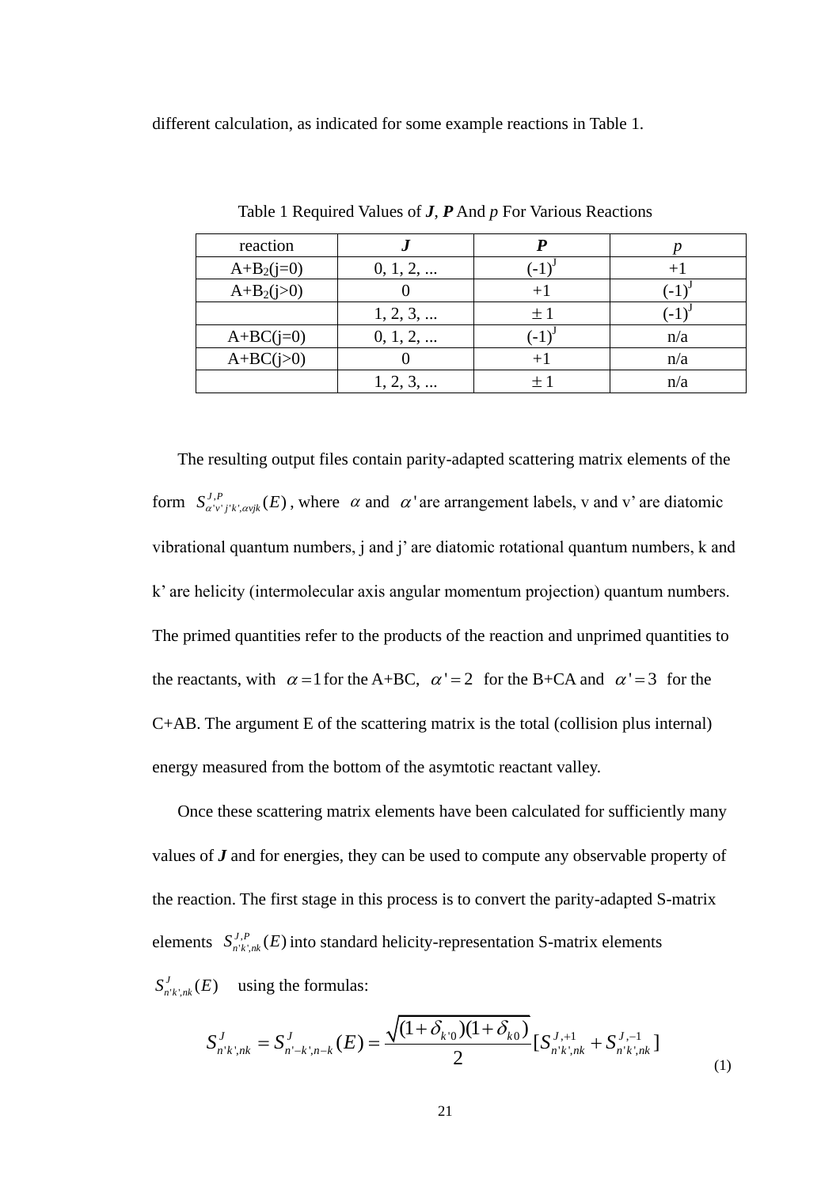different calculation, as indicated for some example reactions in Table 1.

Table 1 Required Values of ***J***, ***P*** And *p* For Various Reactions

| reaction | ***J*** | ***P*** | *p* |
|---|---|---|---|
| A+$B_2$(j=0) | 0, 1, 2, ... | $(-1)^J$ | +1 |
| A+$B_2$(j>0) | 0 | +1 | $(-1)^J$ |
| | 1, 2, 3, ... | $\pm 1$ | $(-1)^J$ |
| A+BC(j=0) | 0, 1, 2, ... | $(-1)^J$ | n/a |
| A+BC(j>0) | 0 | +1 | n/a |
| | 1, 2, 3, ... | $\pm 1$ | n/a |

The resulting output files contain parity-adapted scattering matrix elements of the form $S^{J,P}_{\alpha' v' j' k', \alpha v j k}(E)$, where $\alpha$ and $\alpha'$ are arrangement labels, v and v' are diatomic vibrational quantum numbers, j and j' are diatomic rotational quantum numbers, k and k' are helicity (intermolecular axis angular momentum projection) quantum numbers. The primed quantities refer to the products of the reaction and unprimed quantities to the reactants, with $\alpha = 1$ for the A+BC, $\alpha' = 2$ for the B+CA and $\alpha' = 3$ for the C+AB. The argument E of the scattering matrix is the total (collision plus internal) energy measured from the bottom of the asymtotic reactant valley.

Once these scattering matrix elements have been calculated for sufficiently many values of ***J*** and for energies, they can be used to compute any observable property of the reaction. The first stage in this process is to convert the parity-adapted S-matrix elements $S^{J,P}_{n'k',nk}(E)$ into standard helicity-representation S-matrix elements $S^{J}_{n'k',nk}(E)$ using the formulas:

$$S^{J}_{n'k',nk} = S^{J}_{n'-k',n-k}(E) = \frac{\sqrt{(1+\delta_{k'0})(1+\delta_{k0})}}{2}[S^{J,+1}_{n'k',nk} + S^{J,-1}_{n'k',nk}] \tag{1}$$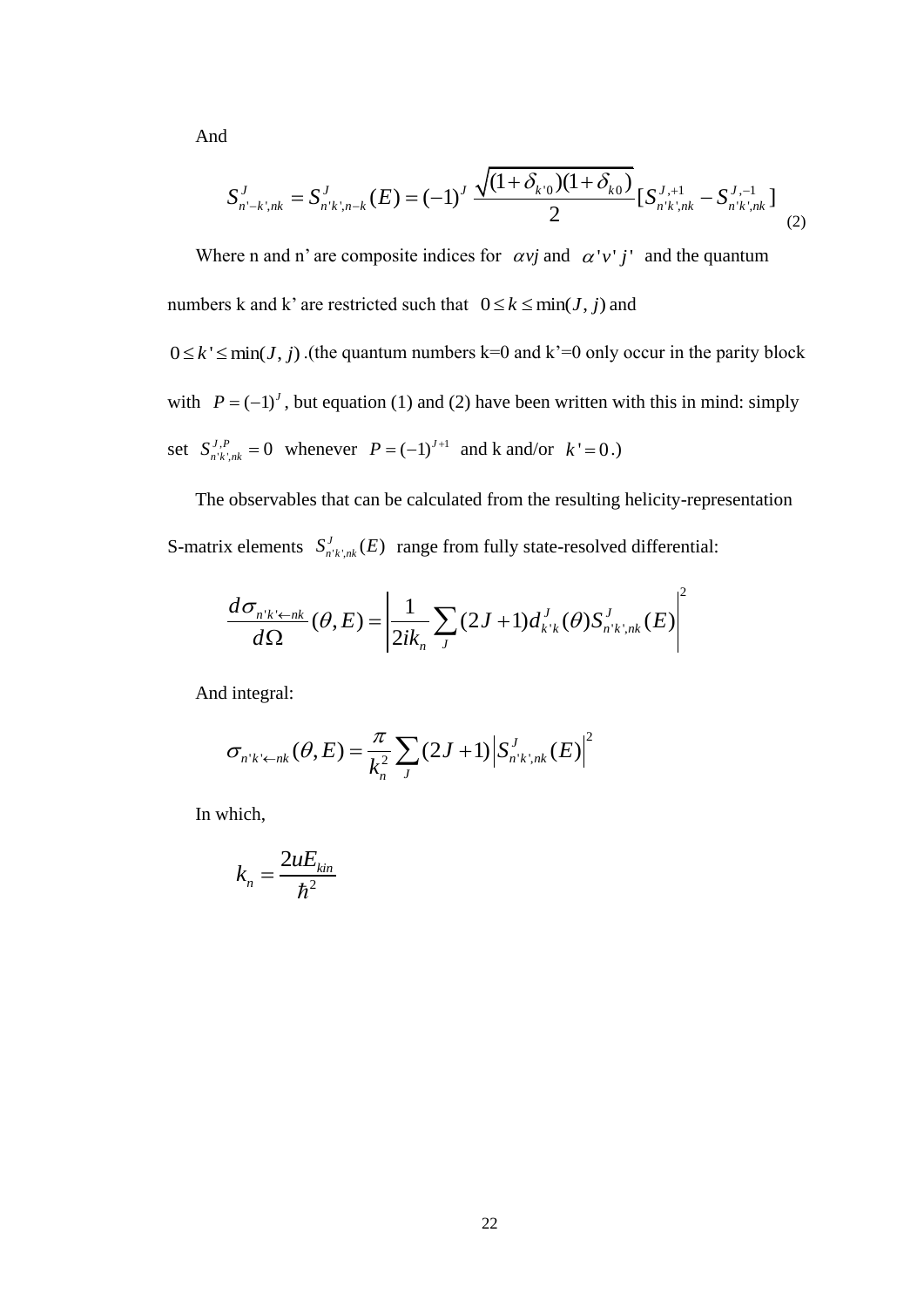And

$$S^{J}_{n'-k',nk} = S^{J}_{n'k',n-k}(E) = (-1)^{J}\,\frac{\sqrt{(1+\delta_{k'0})(1+\delta_{k0})}}{2}[S^{J,+1}_{n'k',nk} - S^{J,-1}_{n'k',nk}] \tag{2}$$

Where n and n' are composite indices for $\alpha vj$ and $\alpha' v' j'$ and the quantum numbers k and k' are restricted such that $0 \le k \le \min(J, j)$ and $0 \le k' \le \min(J, j)$ .(the quantum numbers k=0 and k'=0 only occur in the parity block with $P = (-1)^{J}$, but equation (1) and (2) have been written with this in mind: simply set $S^{J,P}_{n'k',nk} = 0$ whenever $P = (-1)^{J+1}$ and k and/or $k' = 0$.)

The observables that can be calculated from the resulting helicity-representation S-matrix elements $S^{J}_{n'k',nk}(E)$ range from fully state-resolved differential:

$$\frac{d\sigma_{n'k'\leftarrow nk}}{d\Omega}(\theta, E) = \left|\frac{1}{2ik_n}\sum_{J}(2J+1)d^{J}_{k'k}(\theta)S^{J}_{n'k',nk}(E)\right|^2$$

And integral:

$$\sigma_{n'k'\leftarrow nk}(\theta, E) = \frac{\pi}{k_n^2}\sum_{J}(2J+1)\left|S^{J}_{n'k',nk}(E)\right|^2$$

In which,

$$k_n = \frac{2uE_{kin}}{\hbar^2}$$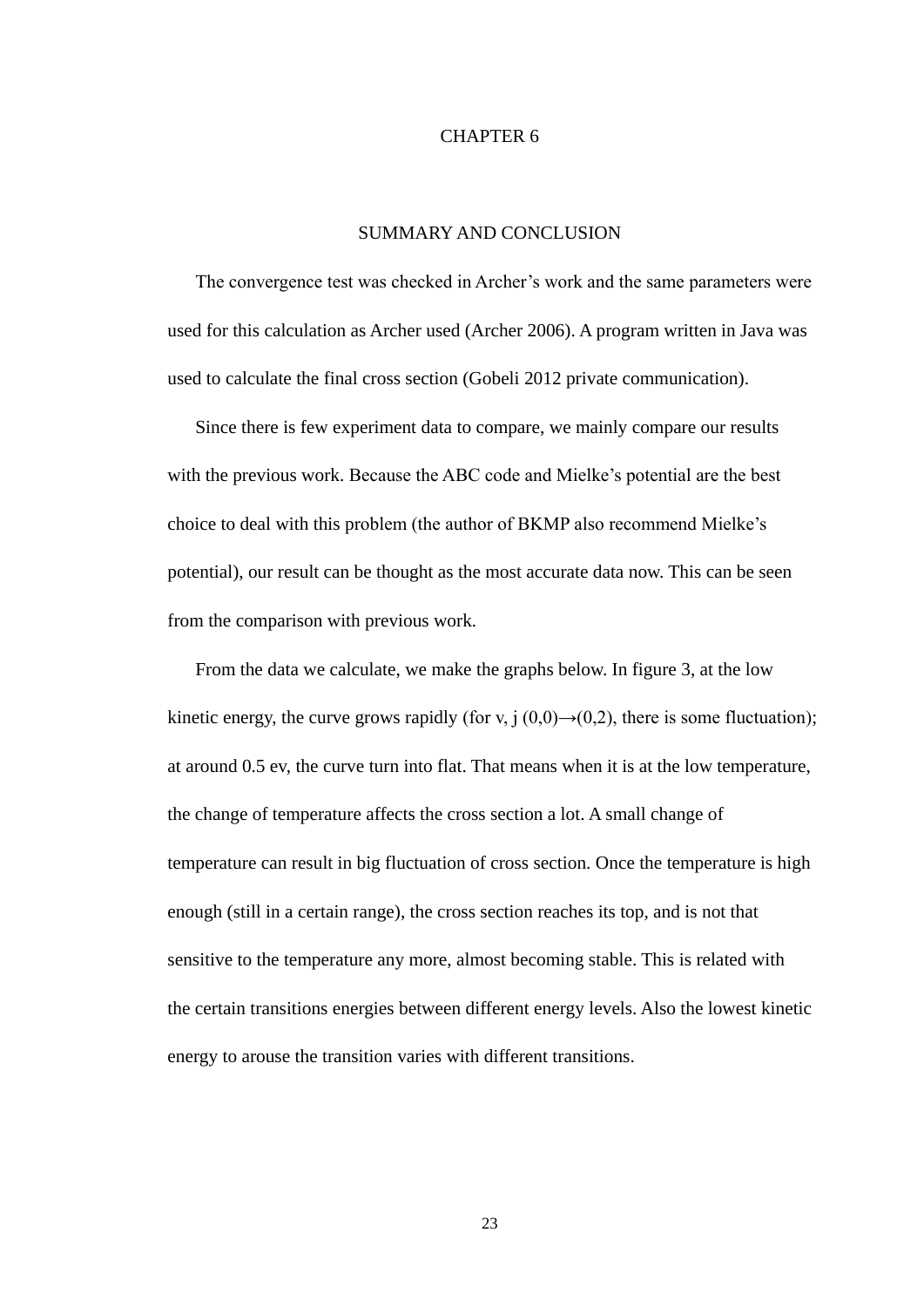# CHAPTER 6

## SUMMARY AND CONCLUSION

The convergence test was checked in Archer's work and the same parameters were used for this calculation as Archer used (Archer 2006). A program written in Java was used to calculate the final cross section (Gobeli 2012 private communication).

Since there is few experiment data to compare, we mainly compare our results with the previous work. Because the ABC code and Mielke's potential are the best choice to deal with this problem (the author of BKMP also recommend Mielke's potential), our result can be thought as the most accurate data now. This can be seen from the comparison with previous work.

From the data we calculate, we make the graphs below. In figure 3, at the low kinetic energy, the curve grows rapidly (for v, j $(0,0)\rightarrow(0,2)$, there is some fluctuation); at around 0.5 ev, the curve turn into flat. That means when it is at the low temperature, the change of temperature affects the cross section a lot. A small change of temperature can result in big fluctuation of cross section. Once the temperature is high enough (still in a certain range), the cross section reaches its top, and is not that sensitive to the temperature any more, almost becoming stable. This is related with the certain transitions energies between different energy levels. Also the lowest kinetic energy to arouse the transition varies with different transitions.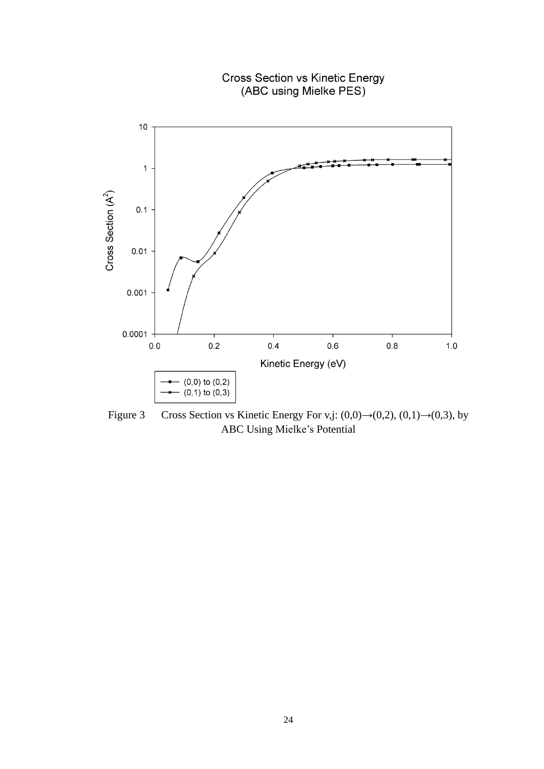Figure 3 Cross Section vs Kinetic Energy For v,j: (0,0)→(0,2), (0,1)→(0,3), by ABC Using Mielke's Potential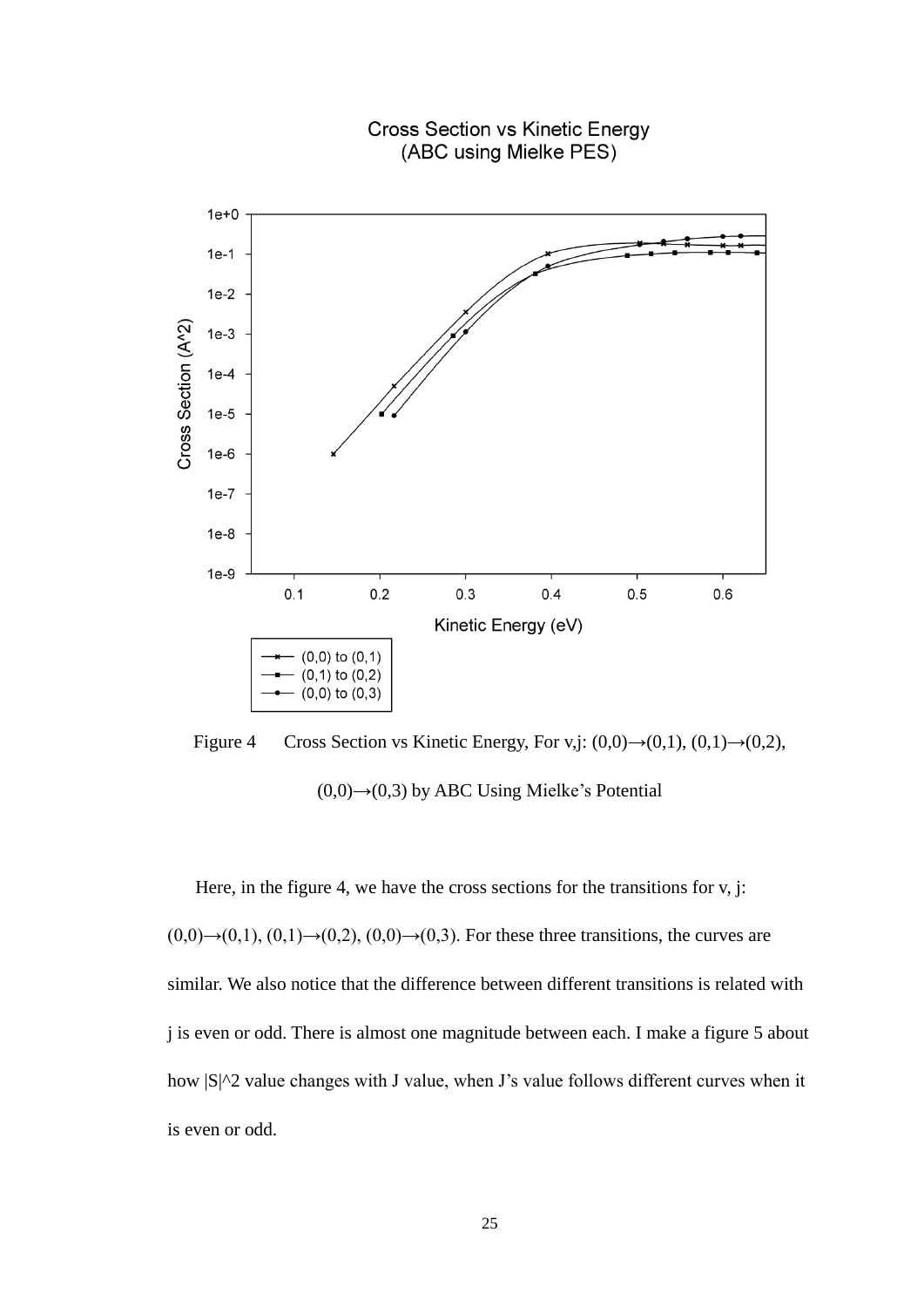Figure 4 Cross Section vs Kinetic Energy, For v,j: (0,0)→(0,1), (0,1)→(0,2), (0,0)→(0,3) by ABC Using Mielke's Potential

Here, in the figure 4, we have the cross sections for the transitions for v, j: (0,0)→(0,1), (0,1)→(0,2), (0,0)→(0,3). For these three transitions, the curves are similar. We also notice that the difference between different transitions is related with j is even or odd. There is almost one magnitude between each. I make a figure 5 about how |S|^2 value changes with J value, when J's value follows different curves when it is even or odd.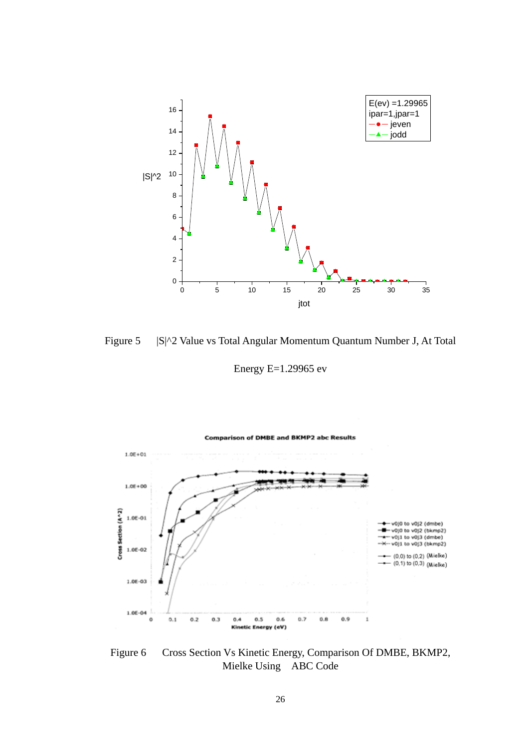Figure 5 |S|^2 Value vs Total Angular Momentum Quantum Number J, At Total Energy E=1.29965 ev

Figure 6 Cross Section Vs Kinetic Energy, Comparison Of DMBE, BKMP2, Mielke Using ABC Code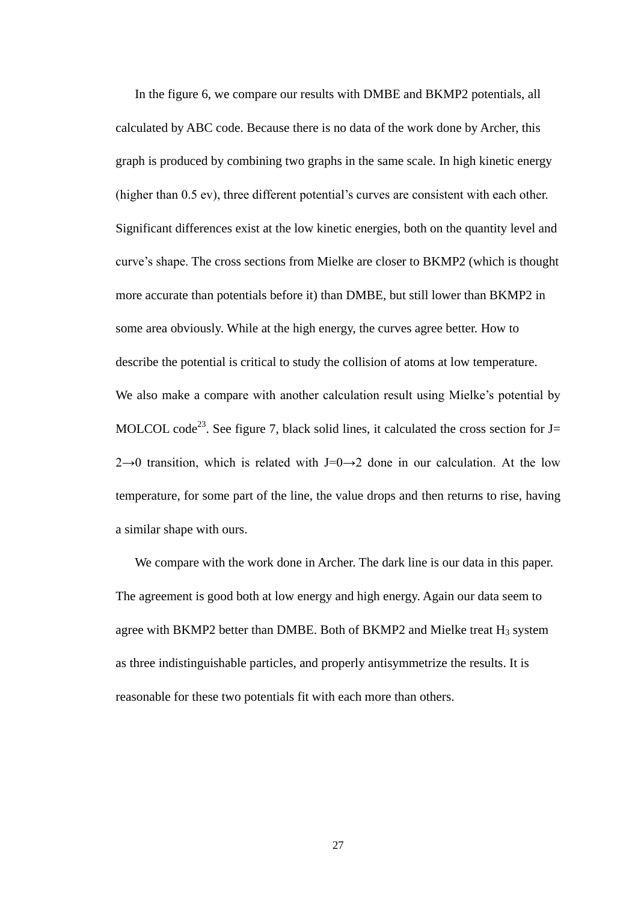In the figure 6, we compare our results with DMBE and BKMP2 potentials, all calculated by ABC code. Because there is no data of the work done by Archer, this graph is produced by combining two graphs in the same scale. In high kinetic energy (higher than 0.5 ev), three different potential's curves are consistent with each other. Significant differences exist at the low kinetic energies, both on the quantity level and curve's shape. The cross sections from Mielke are closer to BKMP2 (which is thought more accurate than potentials before it) than DMBE, but still lower than BKMP2 in some area obviously. While at the high energy, the curves agree better. How to describe the potential is critical to study the collision of atoms at low temperature. We also make a compare with another calculation result using Mielke's potential by MOLCOL code[23]. See figure 7, black solid lines, it calculated the cross section for J= 2→0 transition, which is related with J=0→2 done in our calculation. At the low temperature, for some part of the line, the value drops and then returns to rise, having a similar shape with ours.

We compare with the work done in Archer. The dark line is our data in this paper. The agreement is good both at low energy and high energy. Again our data seem to agree with BKMP2 better than DMBE. Both of BKMP2 and Mielke treat $H_3$ system as three indistinguishable particles, and properly antisymmetrize the results. It is reasonable for these two potentials fit with each more than others.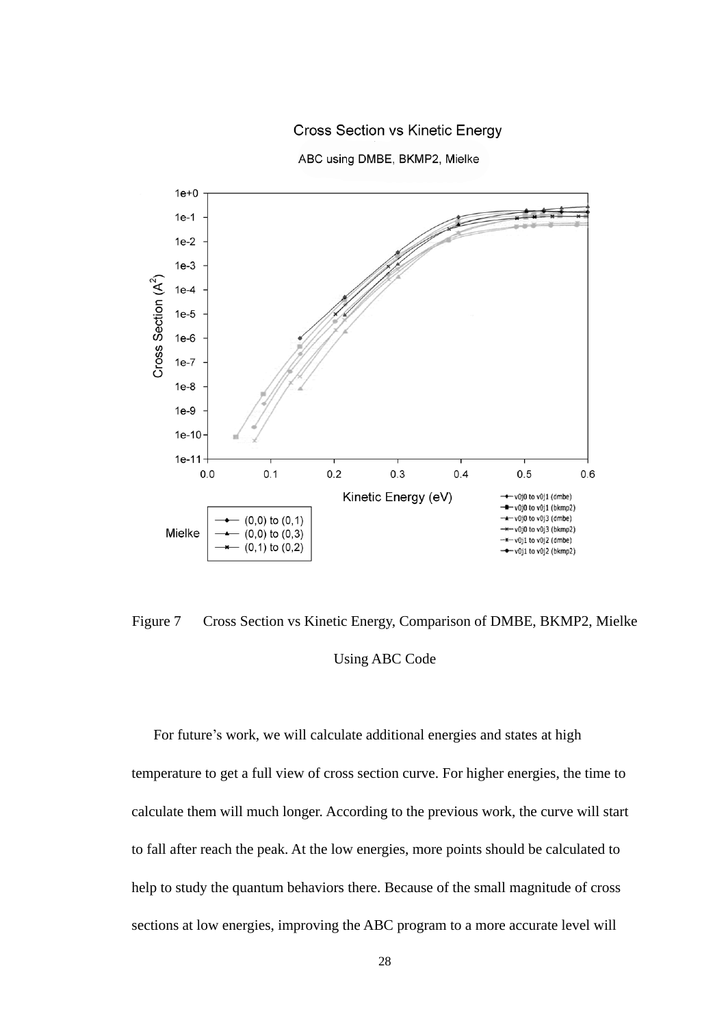Figure 7 Cross Section vs Kinetic Energy, Comparison of DMBE, BKMP2, Mielke Using ABC Code

For future's work, we will calculate additional energies and states at high temperature to get a full view of cross section curve. For higher energies, the time to calculate them will much longer. According to the previous work, the curve will start to fall after reach the peak. At the low energies, more points should be calculated to help to study the quantum behaviors there. Because of the small magnitude of cross sections at low energies, improving the ABC program to a more accurate level will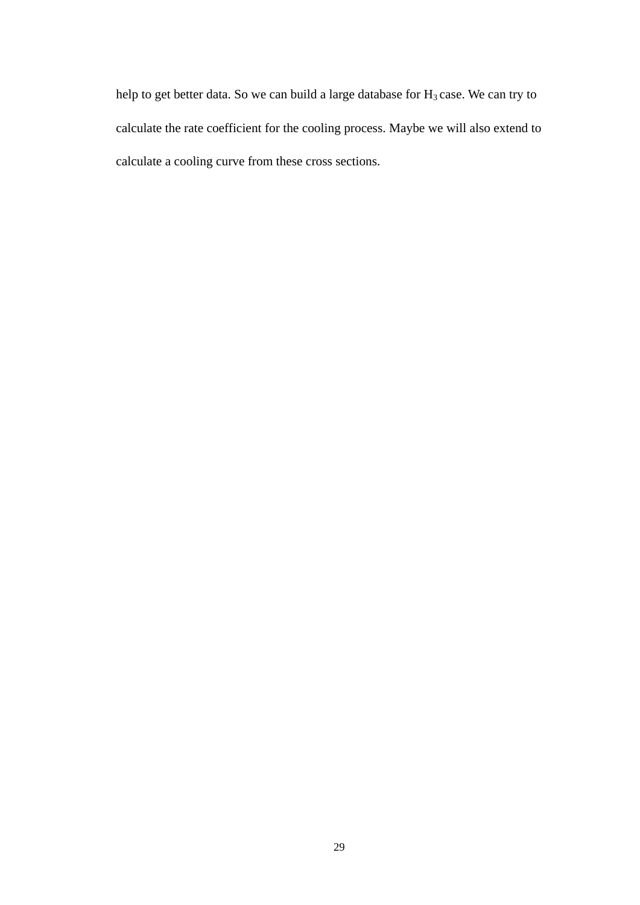help to get better data. So we can build a large database for $H_3$ case. We can try to calculate the rate coefficient for the cooling process. Maybe we will also extend to calculate a cooling curve from these cross sections.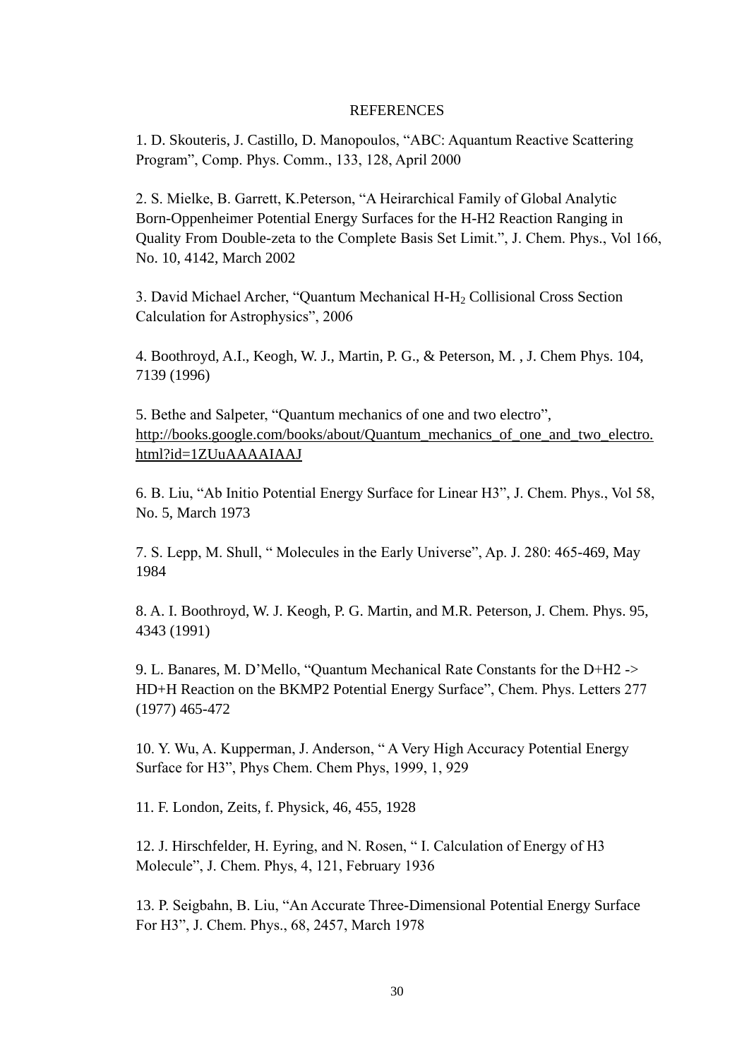# REFERENCES

1. D. Skouteris, J. Castillo, D. Manopoulos, "ABC: Aquantum Reactive Scattering Program", Comp. Phys. Comm., 133, 128, April 2000

2. S. Mielke, B. Garrett, K.Peterson, "A Heirarchical Family of Global Analytic Born-Oppenheimer Potential Energy Surfaces for the H-H2 Reaction Ranging in Quality From Double-zeta to the Complete Basis Set Limit.", J. Chem. Phys., Vol 166, No. 10, 4142, March 2002

3. David Michael Archer, "Quantum Mechanical H-$H_2$ Collisional Cross Section Calculation for Astrophysics", 2006

4. Boothroyd, A.I., Keogh, W. J., Martin, P. G., & Peterson, M. , J. Chem Phys. 104, 7139 (1996)

5. Bethe and Salpeter, "Quantum mechanics of one and two electro", http://books.google.com/books/about/Quantum_mechanics_of_one_and_two_electro.html?id=1ZUuAAAAIAAJ

6. B. Liu, "Ab Initio Potential Energy Surface for Linear H3", J. Chem. Phys., Vol 58, No. 5, March 1973

7. S. Lepp, M. Shull, " Molecules in the Early Universe", Ap. J. 280: 465-469, May 1984

8. A. I. Boothroyd, W. J. Keogh, P. G. Martin, and M.R. Peterson, J. Chem. Phys. 95, 4343 (1991)

9. L. Banares, M. D'Mello, "Quantum Mechanical Rate Constants for the D+H2 -> HD+H Reaction on the BKMP2 Potential Energy Surface", Chem. Phys. Letters 277 (1977) 465-472

10. Y. Wu, A. Kupperman, J. Anderson, " A Very High Accuracy Potential Energy Surface for H3", Phys Chem. Chem Phys, 1999, 1, 929

11. F. London, Zeits, f. Physick, 46, 455, 1928

12. J. Hirschfelder, H. Eyring, and N. Rosen, " I. Calculation of Energy of H3 Molecule", J. Chem. Phys, 4, 121, February 1936

13. P. Seigbahn, B. Liu, "An Accurate Three-Dimensional Potential Energy Surface For H3", J. Chem. Phys., 68, 2457, March 1978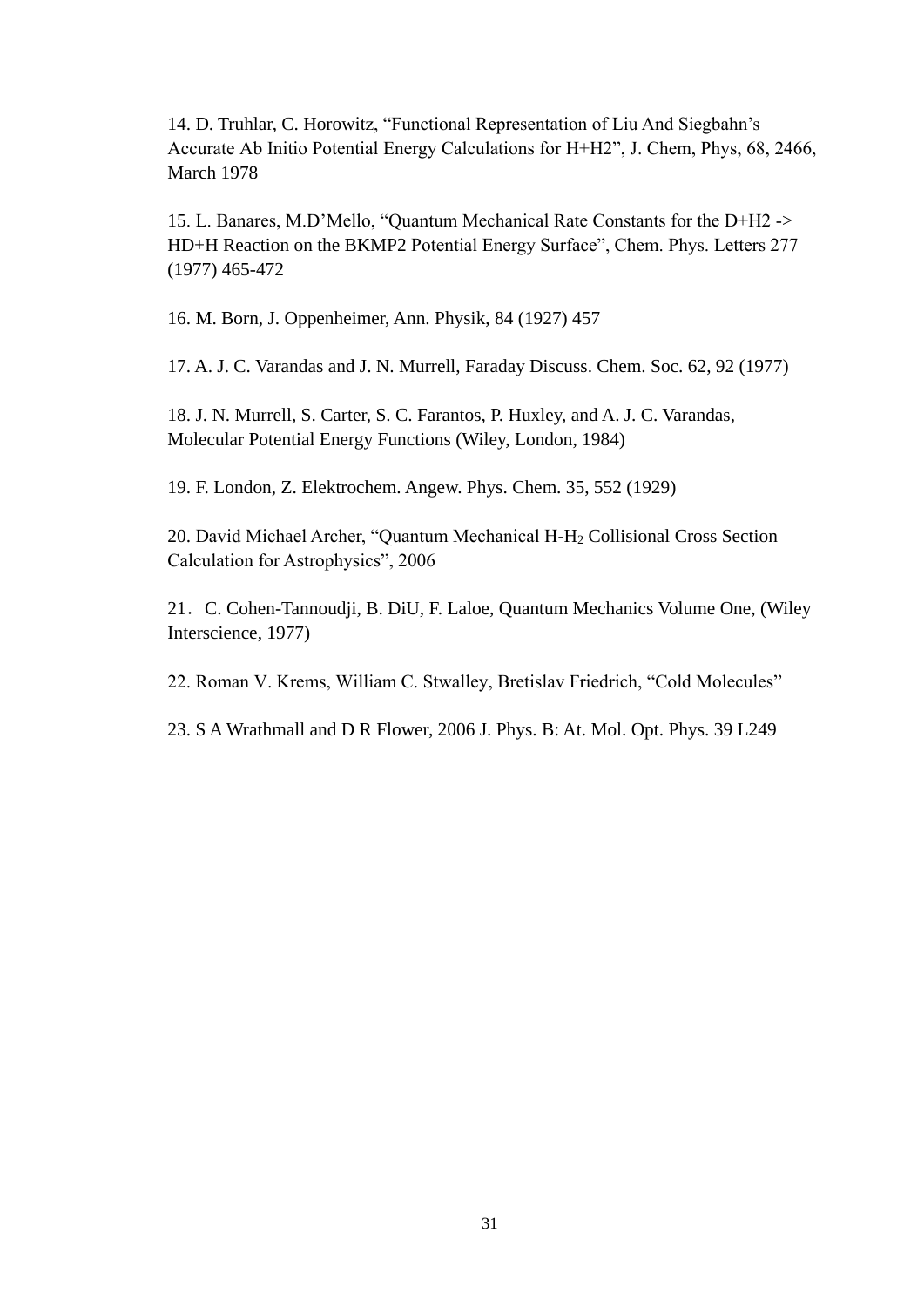14. D. Truhlar, C. Horowitz, “Functional Representation of Liu And Siegbahn’s Accurate Ab Initio Potential Energy Calculations for H+H2”, J. Chem, Phys, 68, 2466, March 1978

15. L. Banares, M.D’Mello, “Quantum Mechanical Rate Constants for the D+H2 -> HD+H Reaction on the BKMP2 Potential Energy Surface”, Chem. Phys. Letters 277 (1977) 465-472

16. M. Born, J. Oppenheimer, Ann. Physik, 84 (1927) 457

17. A. J. C. Varandas and J. N. Murrell, Faraday Discuss. Chem. Soc. 62, 92 (1977)

18. J. N. Murrell, S. Carter, S. C. Farantos, P. Huxley, and A. J. C. Varandas, Molecular Potential Energy Functions (Wiley, London, 1984)

19. F. London, Z. Elektrochem. Angew. Phys. Chem. 35, 552 (1929)

20. David Michael Archer, “Quantum Mechanical H-$H_2$ Collisional Cross Section Calculation for Astrophysics”, 2006

21．C. Cohen-Tannoudji, B. DiU, F. Laloe, Quantum Mechanics Volume One, (Wiley Interscience, 1977)

22. Roman V. Krems, William C. Stwalley, Bretislav Friedrich, “Cold Molecules”

23. S A Wrathmall and D R Flower, 2006 J. Phys. B: At. Mol. Opt. Phys. 39 L249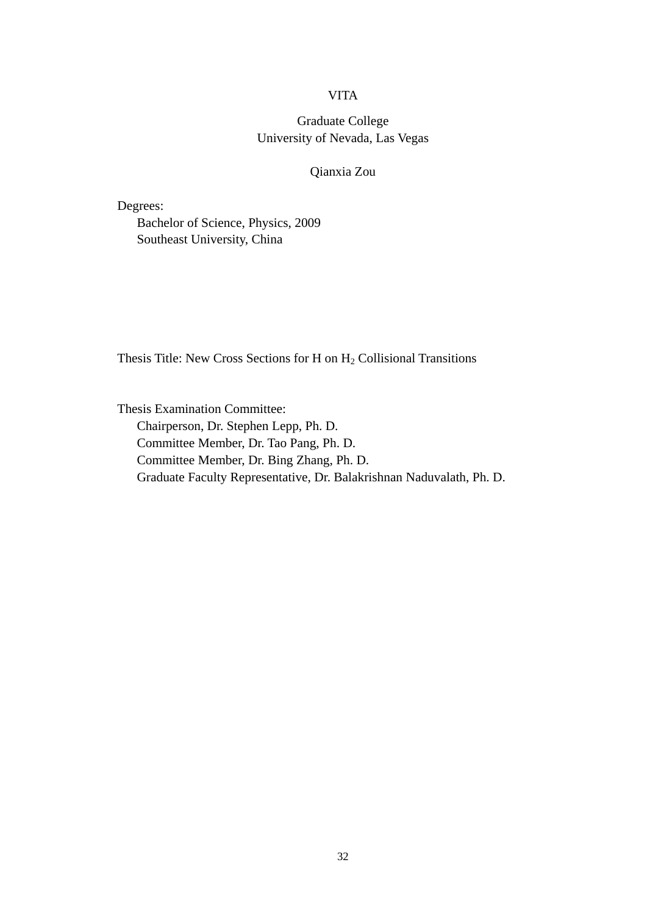# VITA

Graduate College
University of Nevada, Las Vegas

Qianxia Zou

Degrees:

Bachelor of Science, Physics, 2009
Southeast University, China

Thesis Title: New Cross Sections for H on $H_2$ Collisional Transitions

Thesis Examination Committee:

Chairperson, Dr. Stephen Lepp, Ph. D.
Committee Member, Dr. Tao Pang, Ph. D.
Committee Member, Dr. Bing Zhang, Ph. D.
Graduate Faculty Representative, Dr. Balakrishnan Naduvalath, Ph. D.